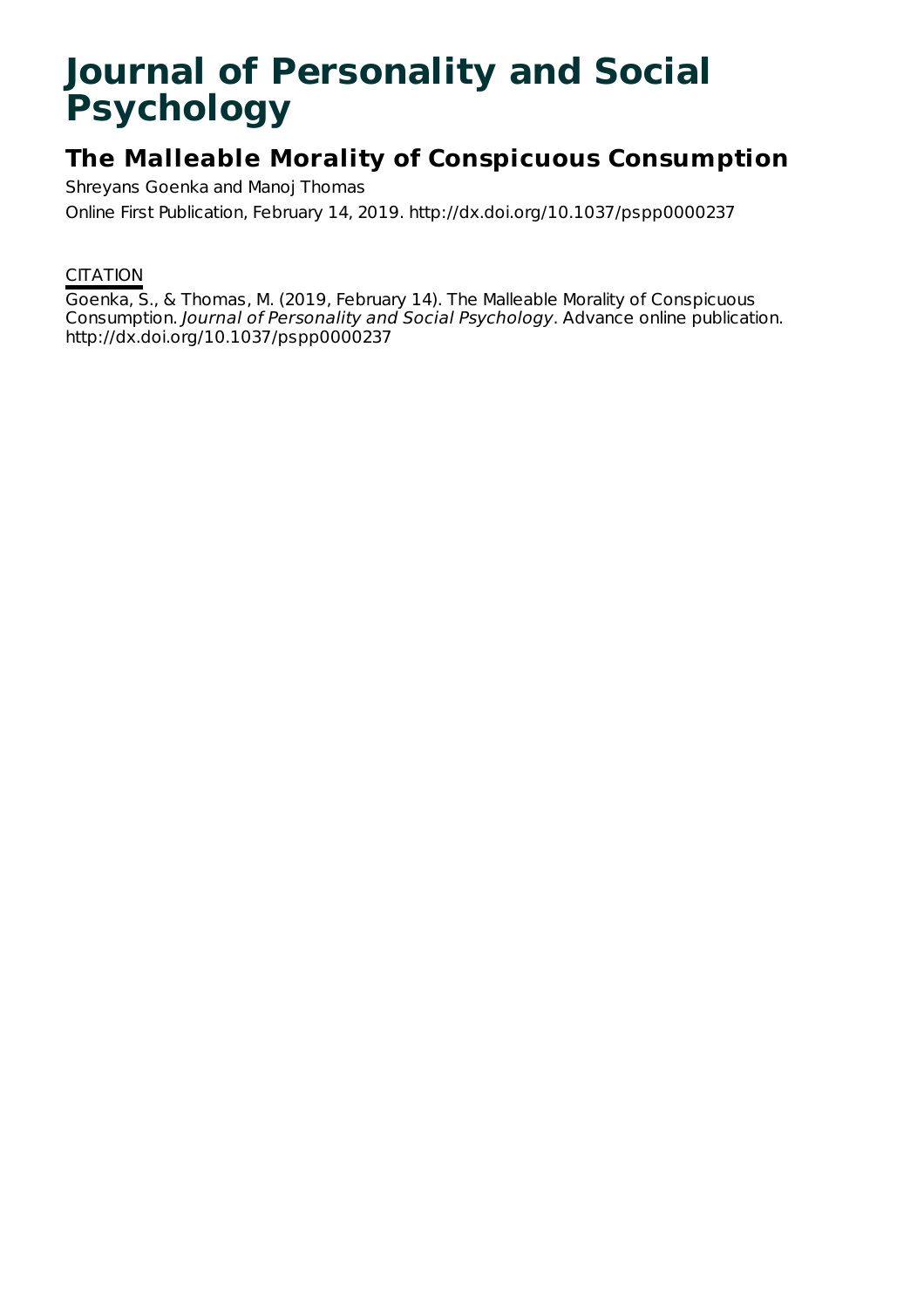# Journal of Personality and Social Psychology

## The Malleable Morality of Conspicuous Consumption

Shreyans Goenka and Manoj Thomas

Online First Publication, February 14, 2019. http://dx.doi.org/10.1037/pspp0000237

CITATION

Goenka, S., & Thomas, M. (2019, February 14). The Malleable Morality of Conspicuous Consumption. *Journal of Personality and Social Psychology*. Advance online publication. http://dx.doi.org/10.1037/pspp0000237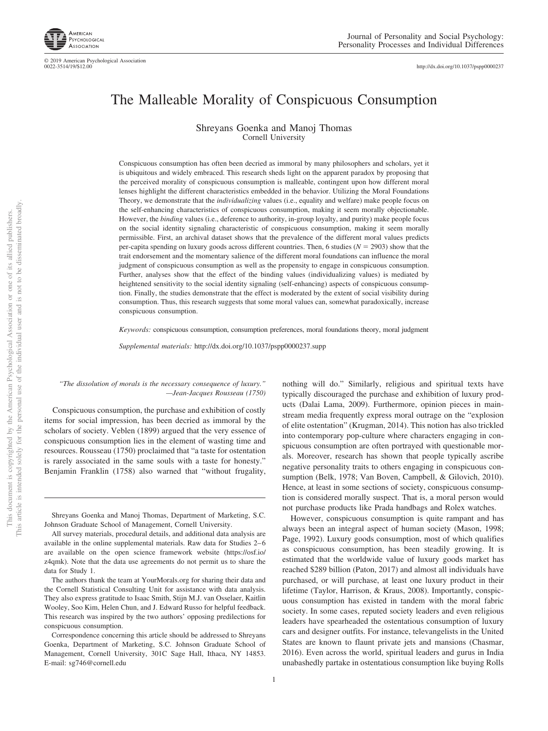# The Malleable Morality of Conspicuous Consumption

Shreyans Goenka and Manoj Thomas
Cornell University

Conspicuous consumption has often been decried as immoral by many philosophers and scholars, yet it is ubiquitous and widely embraced. This research sheds light on the apparent paradox by proposing that the perceived morality of conspicuous consumption is malleable, contingent upon how different moral lenses highlight the different characteristics embedded in the behavior. Utilizing the Moral Foundations Theory, we demonstrate that the *individualizing* values (i.e., equality and welfare) make people focus on the self-enhancing characteristics of conspicuous consumption, making it seem morally objectionable. However, the *binding* values (i.e., deference to authority, in-group loyalty, and purity) make people focus on the social identity signaling characteristic of conspicuous consumption, making it seem morally permissible. First, an archival dataset shows that the prevalence of the different moral values predicts per-capita spending on luxury goods across different countries. Then, 6 studies ($N = 2903$) show that the trait endorsement and the momentary salience of the different moral foundations can influence the moral judgment of conspicuous consumption as well as the propensity to engage in conspicuous consumption. Further, analyses show that the effect of the binding values (individualizing values) is mediated by heightened sensitivity to the social identity signaling (self-enhancing) aspects of conspicuous consumption. Finally, the studies demonstrate that the effect is moderated by the extent of social visibility during consumption. Thus, this research suggests that some moral values can, somewhat paradoxically, increase conspicuous consumption.

*Keywords:* conspicuous consumption, consumption preferences, moral foundations theory, moral judgment

*Supplemental materials:* http://dx.doi.org/10.1037/pspp0000237.supp

> *"The dissolution of morals is the necessary consequence of luxury."*
> —*Jean-Jacques Rousseau (1750)*

Conspicuous consumption, the purchase and exhibition of costly items for social impression, has been decried as immoral by the scholars of society. Veblen (1899) argued that the very essence of conspicuous consumption lies in the element of wasting time and resources. Rousseau (1750) proclaimed that "a taste for ostentation is rarely associated in the same souls with a taste for honesty." Benjamin Franklin (1758) also warned that "without frugality, nothing will do." Similarly, religious and spiritual texts have typically discouraged the purchase and exhibition of luxury products (Dalai Lama, 2009). Furthermore, opinion pieces in mainstream media frequently express moral outrage on the "explosion of elite ostentation" (Krugman, 2014). This notion has also trickled into contemporary pop-culture where characters engaging in conspicuous consumption are often portrayed with questionable morals. Moreover, research has shown that people typically ascribe negative personality traits to others engaging in conspicuous consumption (Belk, 1978; Van Boven, Campbell, & Gilovich, 2010). Hence, at least in some sections of society, conspicuous consumption is considered morally suspect. That is, a moral person would not purchase products like Prada handbags and Rolex watches.

However, conspicuous consumption is quite rampant and has always been an integral aspect of human society (Mason, 1998; Page, 1992). Luxury goods consumption, most of which qualifies as conspicuous consumption, has been steadily growing. It is estimated that the worldwide value of luxury goods market has reached $289 billion (Paton, 2017) and almost all individuals have purchased, or will purchase, at least one luxury product in their lifetime (Taylor, Harrison, & Kraus, 2008). Importantly, conspicuous consumption has existed in tandem with the moral fabric society. In some cases, reputed society leaders and even religious leaders have spearheaded the ostentatious consumption of luxury cars and designer outfits. For instance, televangelists in the United States are known to flaunt private jets and mansions (Chasmar, 2016). Even across the world, spiritual leaders and gurus in India unabashedly partake in ostentatious consumption like buying Rolls

---

Shreyans Goenka and Manoj Thomas, Department of Marketing, S.C. Johnson Graduate School of Management, Cornell University.

All survey materials, procedural details, and additional data analysis are available in the online supplemental materials. Raw data for Studies 2–6 are available on the open science framework website (https://osf.io/z4qmk). Note that the data use agreements do not permit us to share the data for Study 1.

The authors thank the team at YourMorals.org for sharing their data and the Cornell Statistical Consulting Unit for assistance with data analysis. They also express gratitude to Isaac Smith, Stijn M.J. van Osselaer, Kaitlin Wooley, Soo Kim, Helen Chun, and J. Edward Russo for helpful feedback. This research was inspired by the two authors' opposing predilections for conspicuous consumption.

Correspondence concerning this article should be addressed to Shreyans Goenka, Department of Marketing, S.C. Johnson Graduate School of Management, Cornell University, 301C Sage Hall, Ithaca, NY 14853. E-mail: sg746@cornell.edu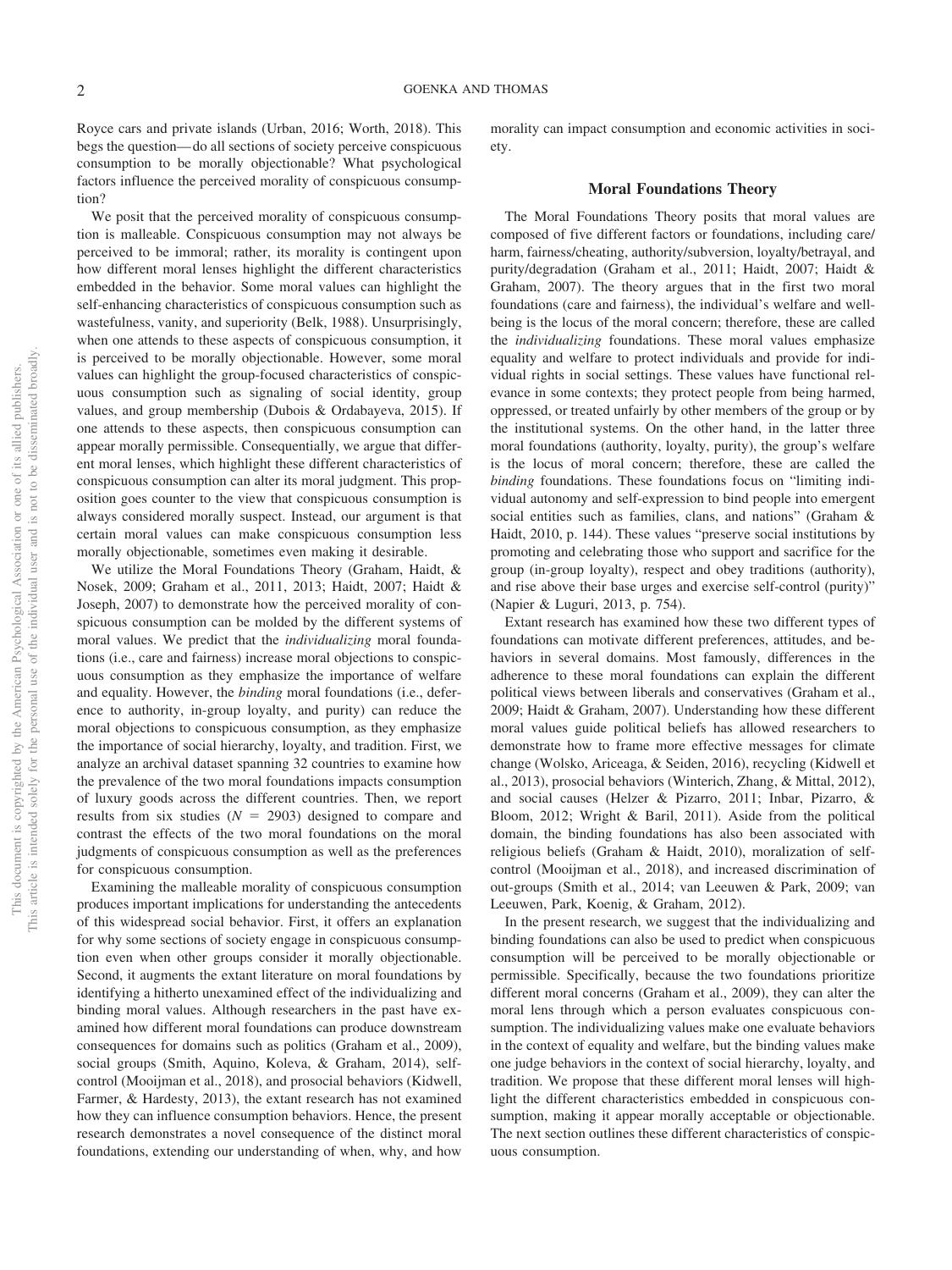Royce cars and private islands (Urban, 2016; Worth, 2018). This begs the question—do all sections of society perceive conspicuous consumption to be morally objectionable? What psychological factors influence the perceived morality of conspicuous consumption?

We posit that the perceived morality of conspicuous consumption is malleable. Conspicuous consumption may not always be perceived to be immoral; rather, its morality is contingent upon how different moral lenses highlight the different characteristics embedded in the behavior. Some moral values can highlight the self-enhancing characteristics of conspicuous consumption such as wastefulness, vanity, and superiority (Belk, 1988). Unsurprisingly, when one attends to these aspects of conspicuous consumption, it is perceived to be morally objectionable. However, some moral values can highlight the group-focused characteristics of conspicuous consumption such as signaling of social identity, group values, and group membership (Dubois & Ordabayeva, 2015). If one attends to these aspects, then conspicuous consumption can appear morally permissible. Consequentially, we argue that different moral lenses, which highlight these different characteristics of conspicuous consumption can alter its moral judgment. This proposition goes counter to the view that conspicuous consumption is always considered morally suspect. Instead, our argument is that certain moral values can make conspicuous consumption less morally objectionable, sometimes even making it desirable.

We utilize the Moral Foundations Theory (Graham, Haidt, & Nosek, 2009; Graham et al., 2011, 2013; Haidt, 2007; Haidt & Joseph, 2007) to demonstrate how the perceived morality of conspicuous consumption can be molded by the different systems of moral values. We predict that the *individualizing* moral foundations (i.e., care and fairness) increase moral objections to conspicuous consumption as they emphasize the importance of welfare and equality. However, the *binding* moral foundations (i.e., deference to authority, in-group loyalty, and purity) can reduce the moral objections to conspicuous consumption, as they emphasize the importance of social hierarchy, loyalty, and tradition. First, we analyze an archival dataset spanning 32 countries to examine how the prevalence of the two moral foundations impacts consumption of luxury goods across the different countries. Then, we report results from six studies ($N = 2903$) designed to compare and contrast the effects of the two moral foundations on the moral judgments of conspicuous consumption as well as the preferences for conspicuous consumption.

Examining the malleable morality of conspicuous consumption produces important implications for understanding the antecedents of this widespread social behavior. First, it offers an explanation for why some sections of society engage in conspicuous consumption even when other groups consider it morally objectionable. Second, it augments the extant literature on moral foundations by identifying a hitherto unexamined effect of the individualizing and binding moral values. Although researchers in the past have examined how different moral foundations can produce downstream consequences for domains such as politics (Graham et al., 2009), social groups (Smith, Aquino, Koleva, & Graham, 2014), self-control (Mooijman et al., 2018), and prosocial behaviors (Kidwell, Farmer, & Hardesty, 2013), the extant research has not examined how they can influence consumption behaviors. Hence, the present research demonstrates a novel consequence of the distinct moral foundations, extending our understanding of when, why, and how morality can impact consumption and economic activities in society.

## Moral Foundations Theory

The Moral Foundations Theory posits that moral values are composed of five different factors or foundations, including care/harm, fairness/cheating, authority/subversion, loyalty/betrayal, and purity/degradation (Graham et al., 2011; Haidt, 2007; Haidt & Graham, 2007). The theory argues that in the first two moral foundations (care and fairness), the individual's welfare and well-being is the locus of the moral concern; therefore, these are called the *individualizing* foundations. These moral values emphasize equality and welfare to protect individuals and provide for individual rights in social settings. These values have functional relevance in some contexts; they protect people from being harmed, oppressed, or treated unfairly by other members of the group or by the institutional systems. On the other hand, in the latter three moral foundations (authority, loyalty, purity), the group's welfare is the locus of moral concern; therefore, these are called the *binding* foundations. These foundations focus on "limiting individual autonomy and self-expression to bind people into emergent social entities such as families, clans, and nations" (Graham & Haidt, 2010, p. 144). These values "preserve social institutions by promoting and celebrating those who support and sacrifice for the group (in-group loyalty), respect and obey traditions (authority), and rise above their base urges and exercise self-control (purity)" (Napier & Luguri, 2013, p. 754).

Extant research has examined how these two different types of foundations can motivate different preferences, attitudes, and behaviors in several domains. Most famously, differences in the adherence to these moral foundations can explain the different political views between liberals and conservatives (Graham et al., 2009; Haidt & Graham, 2007). Understanding how these different moral values guide political beliefs has allowed researchers to demonstrate how to frame more effective messages for climate change (Wolsko, Ariceaga, & Seiden, 2016), recycling (Kidwell et al., 2013), prosocial behaviors (Winterich, Zhang, & Mittal, 2012), and social causes (Helzer & Pizarro, 2011; Inbar, Pizarro, & Bloom, 2012; Wright & Baril, 2011). Aside from the political domain, the binding foundations has also been associated with religious beliefs (Graham & Haidt, 2010), moralization of self-control (Mooijman et al., 2018), and increased discrimination of out-groups (Smith et al., 2014; van Leeuwen & Park, 2009; van Leeuwen, Park, Koenig, & Graham, 2012).

In the present research, we suggest that the individualizing and binding foundations can also be used to predict when conspicuous consumption will be perceived to be morally objectionable or permissible. Specifically, because the two foundations prioritize different moral concerns (Graham et al., 2009), they can alter the moral lens through which a person evaluates conspicuous consumption. The individualizing values make one evaluate behaviors in the context of equality and welfare, but the binding values make one judge behaviors in the context of social hierarchy, loyalty, and tradition. We propose that these different moral lenses will highlight the different characteristics embedded in conspicuous consumption, making it appear morally acceptable or objectionable. The next section outlines these different characteristics of conspicuous consumption.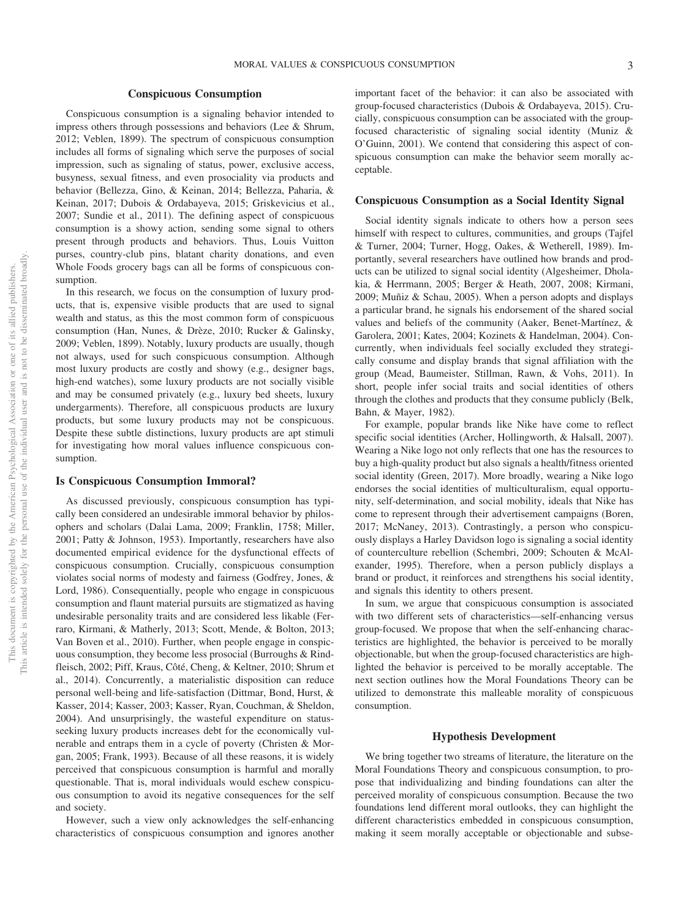## Conspicuous Consumption

Conspicuous consumption is a signaling behavior intended to impress others through possessions and behaviors (Lee & Shrum, 2012; Veblen, 1899). The spectrum of conspicuous consumption includes all forms of signaling which serve the purposes of social impression, such as signaling of status, power, exclusive access, busyness, sexual fitness, and even prosociality via products and behavior (Bellezza, Gino, & Keinan, 2014; Bellezza, Paharia, & Keinan, 2017; Dubois & Ordabayeva, 2015; Griskevicius et al., 2007; Sundie et al., 2011). The defining aspect of conspicuous consumption is a showy action, sending some signal to others present through products and behaviors. Thus, Louis Vuitton purses, country-club pins, blatant charity donations, and even Whole Foods grocery bags can all be forms of conspicuous consumption.

In this research, we focus on the consumption of luxury products, that is, expensive visible products that are used to signal wealth and status, as this the most common form of conspicuous consumption (Han, Nunes, & Drèze, 2010; Rucker & Galinsky, 2009; Veblen, 1899). Notably, luxury products are usually, though not always, used for such conspicuous consumption. Although most luxury products are costly and showy (e.g., designer bags, high-end watches), some luxury products are not socially visible and may be consumed privately (e.g., luxury bed sheets, luxury undergarments). Therefore, all conspicuous products are luxury products, but some luxury products may not be conspicuous. Despite these subtle distinctions, luxury products are apt stimuli for investigating how moral values influence conspicuous consumption.

### Is Conspicuous Consumption Immoral?

As discussed previously, conspicuous consumption has typically been considered an undesirable immoral behavior by philosophers and scholars (Dalai Lama, 2009; Franklin, 1758; Miller, 2001; Patty & Johnson, 1953). Importantly, researchers have also documented empirical evidence for the dysfunctional effects of conspicuous consumption. Crucially, conspicuous consumption violates social norms of modesty and fairness (Godfrey, Jones, & Lord, 1986). Consequentially, people who engage in conspicuous consumption and flaunt material pursuits are stigmatized as having undesirable personality traits and are considered less likable (Ferraro, Kirmani, & Matherly, 2013; Scott, Mende, & Bolton, 2013; Van Boven et al., 2010). Further, when people engage in conspicuous consumption, they become less prosocial (Burroughs & Rindfleisch, 2002; Piff, Kraus, Côté, Cheng, & Keltner, 2010; Shrum et al., 2014). Concurrently, a materialistic disposition can reduce personal well-being and life-satisfaction (Dittmar, Bond, Hurst, & Kasser, 2014; Kasser, 2003; Kasser, Ryan, Couchman, & Sheldon, 2004). And unsurprisingly, the wasteful expenditure on status-seeking luxury products increases debt for the economically vulnerable and entraps them in a cycle of poverty (Christen & Morgan, 2005; Frank, 1993). Because of all these reasons, it is widely perceived that conspicuous consumption is harmful and morally questionable. That is, moral individuals would eschew conspicuous consumption to avoid its negative consequences for the self and society.

However, such a view only acknowledges the self-enhancing characteristics of conspicuous consumption and ignores another important facet of the behavior: it can also be associated with group-focused characteristics (Dubois & Ordabayeva, 2015). Crucially, conspicuous consumption can be associated with the group-focused characteristic of signaling social identity (Muniz & O'Guinn, 2001). We contend that considering this aspect of conspicuous consumption can make the behavior seem morally acceptable.

### Conspicuous Consumption as a Social Identity Signal

Social identity signals indicate to others how a person sees himself with respect to cultures, communities, and groups (Tajfel & Turner, 2004; Turner, Hogg, Oakes, & Wetherell, 1989). Importantly, several researchers have outlined how brands and products can be utilized to signal social identity (Algesheimer, Dholakia, & Herrmann, 2005; Berger & Heath, 2007, 2008; Kirmani, 2009; Muñiz & Schau, 2005). When a person adopts and displays a particular brand, he signals his endorsement of the shared social values and beliefs of the community (Aaker, Benet-Martínez, & Garolera, 2001; Kates, 2004; Kozinets & Handelman, 2004). Concurrently, when individuals feel socially excluded they strategically consume and display brands that signal affiliation with the group (Mead, Baumeister, Stillman, Rawn, & Vohs, 2011). In short, people infer social traits and social identities of others through the clothes and products that they consume publicly (Belk, Bahn, & Mayer, 1982).

For example, popular brands like Nike have come to reflect specific social identities (Archer, Hollingworth, & Halsall, 2007). Wearing a Nike logo not only reflects that one has the resources to buy a high-quality product but also signals a health/fitness oriented social identity (Green, 2017). More broadly, wearing a Nike logo endorses the social identities of multiculturalism, equal opportunity, self-determination, and social mobility, ideals that Nike has come to represent through their advertisement campaigns (Boren, 2017; McNaney, 2013). Contrastingly, a person who conspicuously displays a Harley Davidson logo is signaling a social identity of counterculture rebellion (Schembri, 2009; Schouten & McAlexander, 1995). Therefore, when a person publicly displays a brand or product, it reinforces and strengthens his social identity, and signals this identity to others present.

In sum, we argue that conspicuous consumption is associated with two different sets of characteristics—self-enhancing versus group-focused. We propose that when the self-enhancing characteristics are highlighted, the behavior is perceived to be morally objectionable, but when the group-focused characteristics are highlighted the behavior is perceived to be morally acceptable. The next section outlines how the Moral Foundations Theory can be utilized to demonstrate this malleable morality of conspicuous consumption.

## Hypothesis Development

We bring together two streams of literature, the literature on the Moral Foundations Theory and conspicuous consumption, to propose that individualizing and binding foundations can alter the perceived morality of conspicuous consumption. Because the two foundations lend different moral outlooks, they can highlight the different characteristics embedded in conspicuous consumption, making it seem morally acceptable or objectionable and subse-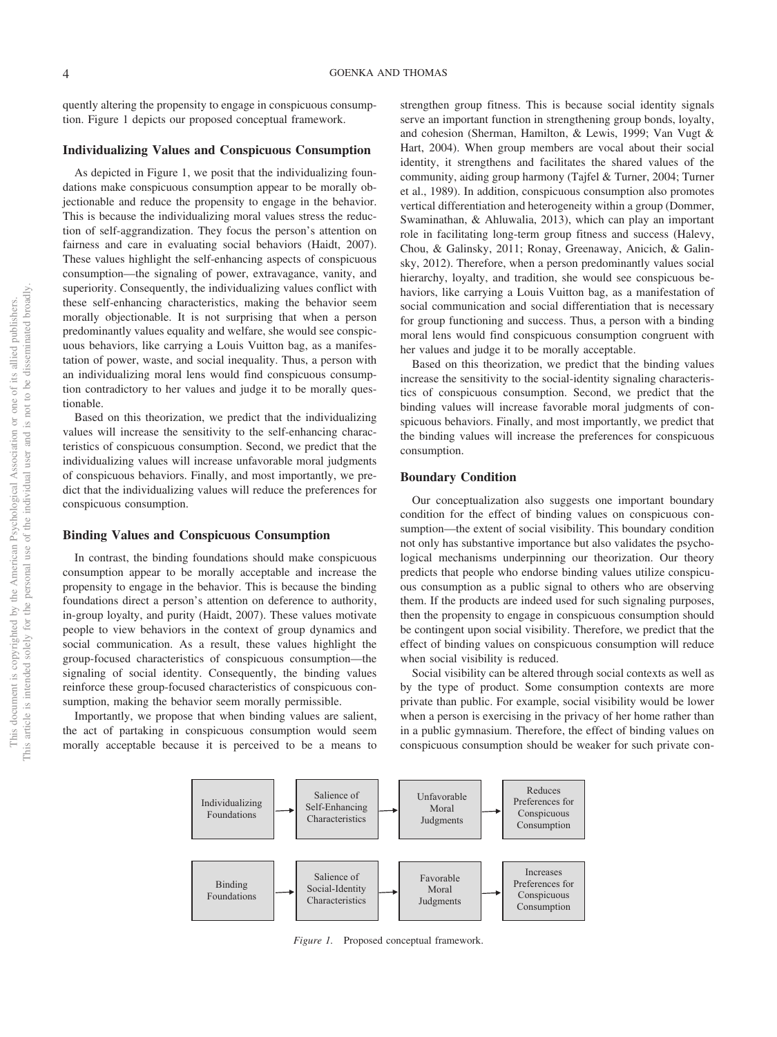quently altering the propensity to engage in conspicuous consumption. Figure 1 depicts our proposed conceptual framework.

## Individualizing Values and Conspicuous Consumption

As depicted in Figure 1, we posit that the individualizing foundations make conspicuous consumption appear to be morally objectionable and reduce the propensity to engage in the behavior. This is because the individualizing moral values stress the reduction of self-aggrandization. They focus the person's attention on fairness and care in evaluating social behaviors (Haidt, 2007). These values highlight the self-enhancing aspects of conspicuous consumption—the signaling of power, extravagance, vanity, and superiority. Consequently, the individualizing values conflict with these self-enhancing characteristics, making the behavior seem morally objectionable. It is not surprising that when a person predominantly values equality and welfare, she would see conspicuous behaviors, like carrying a Louis Vuitton bag, as a manifestation of power, waste, and social inequality. Thus, a person with an individualizing moral lens would find conspicuous consumption contradictory to her values and judge it to be morally questionable.

Based on this theorization, we predict that the individualizing values will increase the sensitivity to the self-enhancing characteristics of conspicuous consumption. Second, we predict that the individualizing values will increase unfavorable moral judgments of conspicuous behaviors. Finally, and most importantly, we predict that the individualizing values will reduce the preferences for conspicuous consumption.

## Binding Values and Conspicuous Consumption

In contrast, the binding foundations should make conspicuous consumption appear to be morally acceptable and increase the propensity to engage in the behavior. This is because the binding foundations direct a person's attention on deference to authority, in-group loyalty, and purity (Haidt, 2007). These values motivate people to view behaviors in the context of group dynamics and social communication. As a result, these values highlight the group-focused characteristics of conspicuous consumption—the signaling of social identity. Consequently, the binding values reinforce these group-focused characteristics of conspicuous consumption, making the behavior seem morally permissible.

Importantly, we propose that when binding values are salient, the act of partaking in conspicuous consumption would seem morally acceptable because it is perceived to be a means to strengthen group fitness. This is because social identity signals serve an important function in strengthening group bonds, loyalty, and cohesion (Sherman, Hamilton, & Lewis, 1999; Van Vugt & Hart, 2004). When group members are vocal about their social identity, it strengthens and facilitates the shared values of the community, aiding group harmony (Tajfel & Turner, 2004; Turner et al., 1989). In addition, conspicuous consumption also promotes vertical differentiation and heterogeneity within a group (Dommer, Swaminathan, & Ahluwalia, 2013), which can play an important role in facilitating long-term group fitness and success (Halevy, Chou, & Galinsky, 2011; Ronay, Greenaway, Anicich, & Galinsky, 2012). Therefore, when a person predominantly values social hierarchy, loyalty, and tradition, she would see conspicuous behaviors, like carrying a Louis Vuitton bag, as a manifestation of social communication and social differentiation that is necessary for group functioning and success. Thus, a person with a binding moral lens would find conspicuous consumption congruent with her values and judge it to be morally acceptable.

Based on this theorization, we predict that the binding values increase the sensitivity to the social-identity signaling characteristics of conspicuous consumption. Second, we predict that the binding values will increase favorable moral judgments of conspicuous behaviors. Finally, and most importantly, we predict that the binding values will increase the preferences for conspicuous consumption.

## Boundary Condition

Our conceptualization also suggests one important boundary condition for the effect of binding values on conspicuous consumption—the extent of social visibility. This boundary condition not only has substantive importance but also validates the psychological mechanisms underpinning our theorization. Our theory predicts that people who endorse binding values utilize conspicuous consumption as a public signal to others who are observing them. If the products are indeed used for such signaling purposes, then the propensity to engage in conspicuous consumption should be contingent upon social visibility. Therefore, we predict that the effect of binding values on conspicuous consumption will reduce when social visibility is reduced.

Social visibility can be altered through social contexts as well as by the type of product. Some consumption contexts are more private than public. For example, social visibility would be lower when a person is exercising in the privacy of her home rather than in a public gymnasium. Therefore, the effect of binding values on conspicuous consumption should be weaker for such private con-

Individualizing Foundations → Salience of Self-Enhancing Characteristics → Unfavorable Moral Judgments → Reduces Preferences for Conspicuous Consumption

Binding Foundations → Salience of Social-Identity Characteristics → Favorable Moral Judgments → Increases Preferences for Conspicuous Consumption

*Figure 1.* Proposed conceptual framework.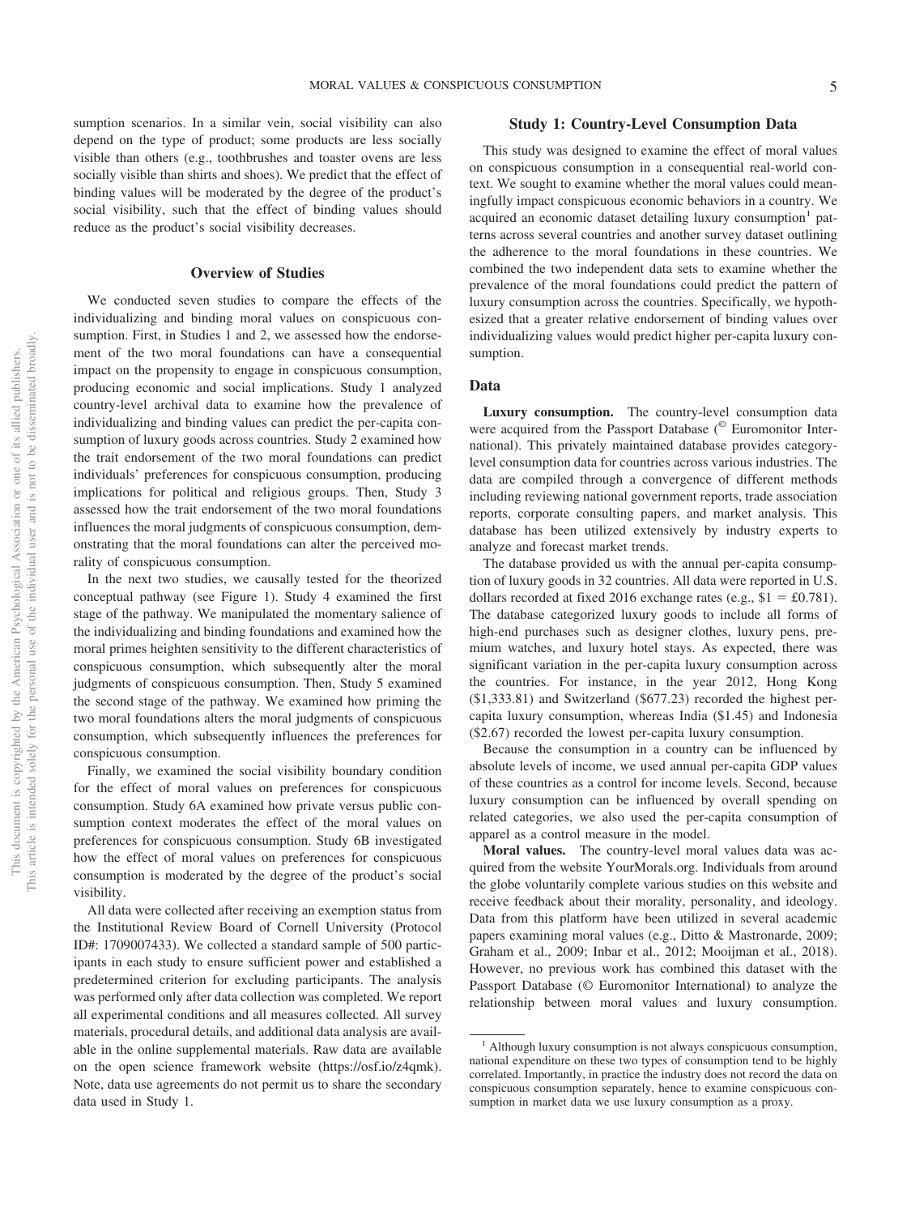sumption scenarios. In a similar vein, social visibility can also depend on the type of product; some products are less socially visible than others (e.g., toothbrushes and toaster ovens are less socially visible than shirts and shoes). We predict that the effect of binding values will be moderated by the degree of the product's social visibility, such that the effect of binding values should reduce as the product's social visibility decreases.

## Overview of Studies

We conducted seven studies to compare the effects of the individualizing and binding moral values on conspicuous consumption. First, in Studies 1 and 2, we assessed how the endorsement of the two moral foundations can have a consequential impact on the propensity to engage in conspicuous consumption, producing economic and social implications. Study 1 analyzed country-level archival data to examine how the prevalence of individualizing and binding values can predict the per-capita consumption of luxury goods across countries. Study 2 examined how the trait endorsement of the two moral foundations can predict individuals' preferences for conspicuous consumption, producing implications for political and religious groups. Then, Study 3 assessed how the trait endorsement of the two moral foundations influences the moral judgments of conspicuous consumption, demonstrating that the moral foundations can alter the perceived morality of conspicuous consumption.

In the next two studies, we causally tested for the theorized conceptual pathway (see Figure 1). Study 4 examined the first stage of the pathway. We manipulated the momentary salience of the individualizing and binding foundations and examined how the moral primes heighten sensitivity to the different characteristics of conspicuous consumption, which subsequently alter the moral judgments of conspicuous consumption. Then, Study 5 examined the second stage of the pathway. We examined how priming the two moral foundations alters the moral judgments of conspicuous consumption, which subsequently influences the preferences for conspicuous consumption.

Finally, we examined the social visibility boundary condition for the effect of moral values on preferences for conspicuous consumption. Study 6A examined how private versus public consumption context moderates the effect of the moral values on preferences for conspicuous consumption. Study 6B investigated how the effect of moral values on preferences for conspicuous consumption is moderated by the degree of the product's social visibility.

All data were collected after receiving an exemption status from the Institutional Review Board of Cornell University (Protocol ID#: 1709007433). We collected a standard sample of 500 participants in each study to ensure sufficient power and established a predetermined criterion for excluding participants. The analysis was performed only after data collection was completed. We report all experimental conditions and all measures collected. All survey materials, procedural details, and additional data analysis are available in the online supplemental materials. Raw data are available on the open science framework website (https://osf.io/z4qmk). Note, data use agreements do not permit us to share the secondary data used in Study 1.

## Study 1: Country-Level Consumption Data

This study was designed to examine the effect of moral values on conspicuous consumption in a consequential real-world context. We sought to examine whether the moral values could meaningfully impact conspicuous economic behaviors in a country. We acquired an economic dataset detailing luxury consumption[1] patterns across several countries and another survey dataset outlining the adherence to the moral foundations in these countries. We combined the two independent data sets to examine whether the prevalence of the moral foundations could predict the pattern of luxury consumption across the countries. Specifically, we hypothesized that a greater relative endorsement of binding values over individualizing values would predict higher per-capita luxury consumption.

### Data

**Luxury consumption.** The country-level consumption data were acquired from the Passport Database (© Euromonitor International). This privately maintained database provides category-level consumption data for countries across various industries. The data are compiled through a convergence of different methods including reviewing national government reports, trade association reports, corporate consulting papers, and market analysis. This database has been utilized extensively by industry experts to analyze and forecast market trends.

The database provided us with the annual per-capita consumption of luxury goods in 32 countries. All data were reported in U.S. dollars recorded at fixed 2016 exchange rates (e.g., \$1 = £0.781). The database categorized luxury goods to include all forms of high-end purchases such as designer clothes, luxury pens, premium watches, and luxury hotel stays. As expected, there was significant variation in the per-capita luxury consumption across the countries. For instance, in the year 2012, Hong Kong (\$1,333.81) and Switzerland (\$677.23) recorded the highest per-capita luxury consumption, whereas India (\$1.45) and Indonesia (\$2.67) recorded the lowest per-capita luxury consumption.

Because the consumption in a country can be influenced by absolute levels of income, we used annual per-capita GDP values of these countries as a control for income levels. Second, because luxury consumption can be influenced by overall spending on related categories, we also used the per-capita consumption of apparel as a control measure in the model.

**Moral values.** The country-level moral values data was acquired from the website YourMorals.org. Individuals from around the globe voluntarily complete various studies on this website and receive feedback about their morality, personality, and ideology. Data from this platform have been utilized in several academic papers examining moral values (e.g., Ditto & Mastronarde, 2009; Graham et al., 2009; Inbar et al., 2012; Mooijman et al., 2018). However, no previous work has combined this dataset with the Passport Database (© Euromonitor International) to analyze the relationship between moral values and luxury consumption.

[1] Although luxury consumption is not always conspicuous consumption, national expenditure on these two types of consumption tend to be highly correlated. Importantly, in practice the industry does not record the data on conspicuous consumption separately, hence to examine conspicuous consumption in market data we use luxury consumption as a proxy.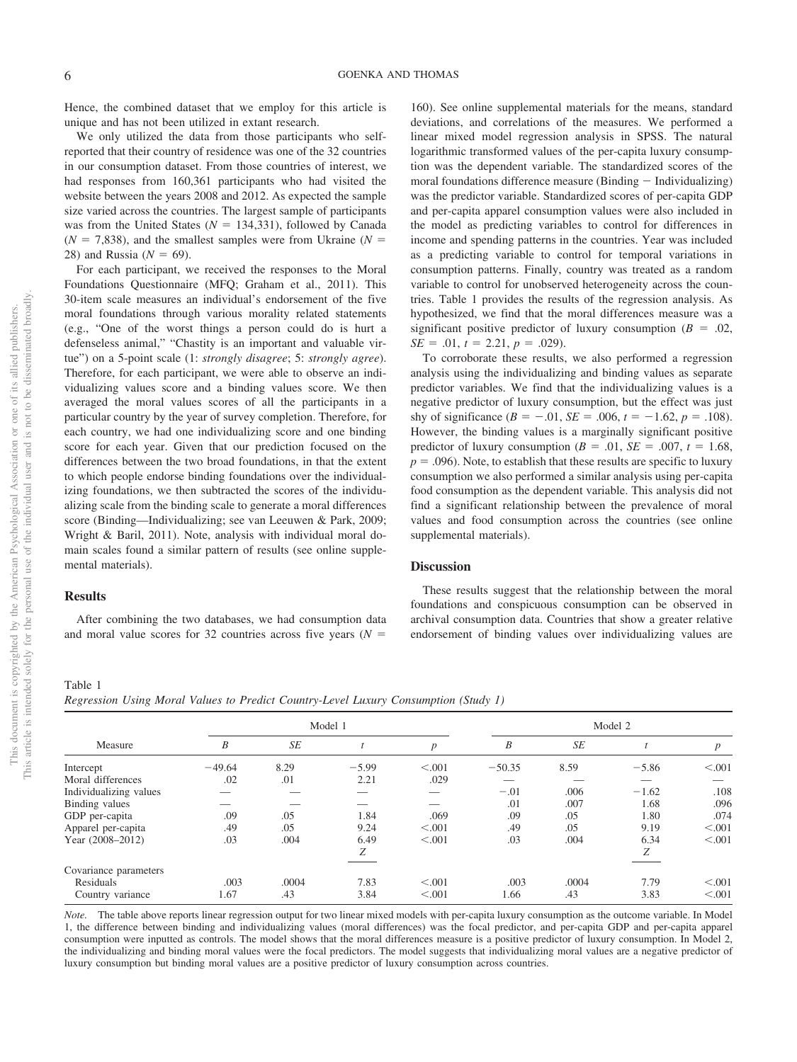Hence, the combined dataset that we employ for this article is unique and has not been utilized in extant research.

We only utilized the data from those participants who self-reported that their country of residence was one of the 32 countries in our consumption dataset. From those countries of interest, we had responses from 160,361 participants who had visited the website between the years 2008 and 2012. As expected the sample size varied across the countries. The largest sample of participants was from the United States ($N$ = 134,331), followed by Canada ($N$ = 7,838), and the smallest samples were from Ukraine ($N$ = 28) and Russia ($N$ = 69).

For each participant, we received the responses to the Moral Foundations Questionnaire (MFQ; Graham et al., 2011). This 30-item scale measures an individual's endorsement of the five moral foundations through various morality related statements (e.g., "One of the worst things a person could do is hurt a defenseless animal," "Chastity is an important and valuable virtue") on a 5-point scale (1: *strongly disagree*; 5: *strongly agree*). Therefore, for each participant, we were able to observe an individualizing values score and a binding values score. We then averaged the moral values scores of all the participants in a particular country by the year of survey completion. Therefore, for each country, we had one individualizing score and one binding score for each year. Given that our prediction focused on the differences between the two broad foundations, in that the extent to which people endorse binding foundations over the individualizing foundations, we then subtracted the scores of the individualizing scale from the binding scale to generate a moral differences score (Binding—Individualizing; see van Leeuwen & Park, 2009; Wright & Baril, 2011). Note, analysis with individual moral domain scales found a similar pattern of results (see online supplemental materials).

## Results

After combining the two databases, we had consumption data and moral value scores for 32 countries across five years ($N$ = 160). See online supplemental materials for the means, standard deviations, and correlations of the measures. We performed a linear mixed model regression analysis in SPSS. The natural logarithmic transformed values of the per-capita luxury consumption was the dependent variable. The standardized scores of the moral foundations difference measure (Binding − Individualizing) was the predictor variable. Standardized scores of per-capita GDP and per-capita apparel consumption values were also included in the model as predicting variables to control for differences in income and spending patterns in the countries. Year was included as a predicting variable to control for temporal variations in consumption patterns. Finally, country was treated as a random variable to control for unobserved heterogeneity across the countries. Table 1 provides the results of the regression analysis. As hypothesized, we find that the moral differences measure was a significant positive predictor of luxury consumption ($B$ = .02, $SE$ = .01, $t$ = 2.21, $p$ = .029).

To corroborate these results, we also performed a regression analysis using the individualizing and binding values as separate predictor variables. We find that the individualizing values is a negative predictor of luxury consumption, but the effect was just shy of significance ($B$ = −.01, $SE$ = .006, $t$ = −1.62, $p$ = .108). However, the binding values is a marginally significant positive predictor of luxury consumption ($B$ = .01, $SE$ = .007, $t$ = 1.68, $p$ = .096). Note, to establish that these results are specific to luxury consumption we also performed a similar analysis using per-capita food consumption as the dependent variable. This analysis did not find a significant relationship between the prevalence of moral values and food consumption across the countries (see online supplemental materials).

## Discussion

These results suggest that the relationship between the moral foundations and conspicuous consumption can be observed in archival consumption data. Countries that show a greater relative endorsement of binding values over individualizing values are

Table 1
*Regression Using Moral Values to Predict Country-Level Luxury Consumption (Study 1)*

| Measure | Model 1 | | | | Model 2 | | | |
|---|---|---|---|---|---|---|---|---|
| | *B* | *SE* | *t* | *p* | *B* | *SE* | *t* | *p* |
| Intercept | −49.64 | 8.29 | −5.99 | <.001 | −50.35 | 8.59 | −5.86 | <.001 |
| Moral differences | .02 | .01 | 2.21 | .029 | — | — | — | — |
| Individualizing values | — | — | — | — | −.01 | .006 | −1.62 | .108 |
| Binding values | — | — | — | — | .01 | .007 | 1.68 | .096 |
| GDP per-capita | .09 | .05 | 1.84 | .069 | .09 | .05 | 1.80 | .074 |
| Apparel per-capita | .49 | .05 | 9.24 | <.001 | .49 | .05 | 9.19 | <.001 |
| Year (2008–2012) | .03 | .004 | 6.49 | <.001 | .03 | .004 | 6.34 | <.001 |
| | | | *Z* | | | | *Z* | |
| Covariance parameters | | | | | | | | |
| Residuals | .003 | .0004 | 7.83 | <.001 | .003 | .0004 | 7.79 | <.001 |
| Country variance | 1.67 | .43 | 3.84 | <.001 | 1.66 | .43 | 3.83 | <.001 |

*Note.* The table above reports linear regression output for two linear mixed models with per-capita luxury consumption as the outcome variable. In Model 1, the difference between binding and individualizing values (moral differences) was the focal predictor, and per-capita GDP and per-capita apparel consumption were inputted as controls. The model shows that the moral differences measure is a positive predictor of luxury consumption. In Model 2, the individualizing and binding moral values were the focal predictors. The model suggests that individualizing moral values are a negative predictor of luxury consumption but binding moral values are a positive predictor of luxury consumption across countries.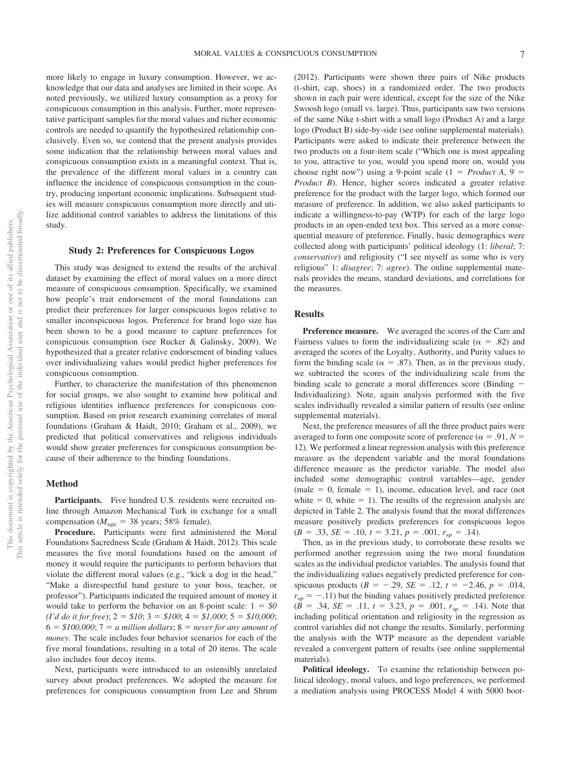more likely to engage in luxury consumption. However, we acknowledge that our data and analyses are limited in their scope. As noted previously, we utilized luxury consumption as a proxy for conspicuous consumption in this analysis. Further, more representative participant samples for the moral values and richer economic controls are needed to quantify the hypothesized relationship conclusively. Even so, we contend that the present analysis provides some indication that the relationship between moral values and conspicuous consumption exists in a meaningful context. That is, the prevalence of the different moral values in a country can influence the incidence of conspicuous consumption in the country, producing important economic implications. Subsequent studies will measure conspicuous consumption more directly and utilize additional control variables to address the limitations of this study.

### Study 2: Preferences for Conspicuous Logos

This study was designed to extend the results of the archival dataset by examining the effect of moral values on a more direct measure of conspicuous consumption. Specifically, we examined how people's trait endorsement of the moral foundations can predict their preferences for larger conspicuous logos relative to smaller inconspicuous logos. Preference for brand logo size has been shown to be a good measure to capture preferences for conspicuous consumption (see Rucker & Galinsky, 2009). We hypothesized that a greater relative endorsement of binding values over individualizing values would predict higher preferences for conspicuous consumption.

Further, to characterize the manifestation of this phenomenon for social groups, we also sought to examine how political and religious identities influence preferences for conspicuous consumption. Based on prior research examining correlates of moral foundations (Graham & Haidt, 2010; Graham et al., 2009), we predicted that political conservatives and religious individuals would show greater preferences for conspicuous consumption because of their adherence to the binding foundations.

## Method

**Participants.** Five hundred U.S. residents were recruited online through Amazon Mechanical Turk in exchange for a small compensation ($M_{age}$ = 38 years; 58% female).

**Procedure.** Participants were first administered the Moral Foundations Sacredness Scale (Graham & Haidt, 2012). This scale measures the five moral foundations based on the amount of money it would require the participants to perform behaviors that violate the different moral values (e.g., "kick a dog in the head," "Make a disrespectful hand gesture to your boss, teacher, or professor"). Participants indicated the required amount of money it would take to perform the behavior on an 8-point scale: 1 = *$0 (I'd do it for free)*; 2 = *$10*; 3 = *$100*; 4 = *$1,000*; 5 = *$10,000*; 6 = *$100,000*; 7 = *a million dollars*; 8 = *never for any amount of money*. The scale includes four behavior scenarios for each of the five moral foundations, resulting in a total of 20 items. The scale also includes four decoy items.

Next, participants were introduced to an ostensibly unrelated survey about product preferences. We adopted the measure for preferences for conspicuous consumption from Lee and Shrum (2012). Participants were shown three pairs of Nike products (t-shirt, cap, shoes) in a randomized order. The two products shown in each pair were identical, except for the size of the Nike Swoosh logo (small vs. large). Thus, participants saw two versions of the same Nike t-shirt with a small logo (Product A) and a large logo (Product B) side-by-side (see online supplemental materials). Participants were asked to indicate their preference between the two products on a four-item scale ("Which one is most appealing to you, attractive to you, would you spend more on, would you choose right now") using a 9-point scale (1 = *Product A*, 9 = *Product B*). Hence, higher scores indicated a greater relative preference for the product with the larger logo, which formed our measure of preference. In addition, we also asked participants to indicate a willingness-to-pay (WTP) for each of the large logo products in an open-ended text box. This served as a more consequential measure of preference. Finally, basic demographics were collected along with participants' political ideology (1: *liberal*; 7: *conservative*) and religiosity ("I see myself as some who is very religious" 1: *disagree*; 7: *agree*). The online supplemental materials provides the means, standard deviations, and correlations for the measures.

## Results

**Preference measure.** We averaged the scores of the Care and Fairness values to form the individualizing scale ($\alpha$ = .82) and averaged the scores of the Loyalty, Authority, and Purity values to form the binding scale ($\alpha$ = .87). Then, as in the previous study, we subtracted the scores of the individualizing scale from the binding scale to generate a moral differences score (Binding − Individualizing). Note, again analysis performed with the five scales individually revealed a similar pattern of results (see online supplemental materials).

Next, the preference measures of all the three product pairs were averaged to form one composite score of preference ($\alpha$ = .91, $N$ = 12). We performed a linear regression analysis with this preference measure as the dependent variable and the moral foundations difference measure as the predictor variable. The model also included some demographic control variables—age, gender (male = 0, female = 1), income, education level, and race (not white = 0, white = 1). The results of the regression analysis are depicted in Table 2. The analysis found that the moral differences measure positively predicts preferences for conspicuous logos ($B$ = .33, $SE$ = .10, $t$ = 3.21, $p$ = .001, $r_{sp}$ = .14).

Then, as in the previous study, to corroborate these results we performed another regression using the two moral foundation scales as the individual predictor variables. The analysis found that the individualizing values negatively predicted preference for conspicuous products ($B$ = −.29, $SE$ = .12, $t$ = −2.46, $p$ = .014, $r_{sp}$ = −.11) but the binding values positively predicted preference ($B$ = .34, $SE$ = .11, $t$ = 3.23, $p$ = .001, $r_{sp}$ = .14). Note that including political orientation and religiosity in the regression as control variables did not change the results. Similarly, performing the analysis with the WTP measure as the dependent variable revealed a convergent pattern of results (see online supplemental materials).

**Political ideology.** To examine the relationship between political ideology, moral values, and logo preferences, we performed a mediation analysis using PROCESS Model 4 with 5000 boot-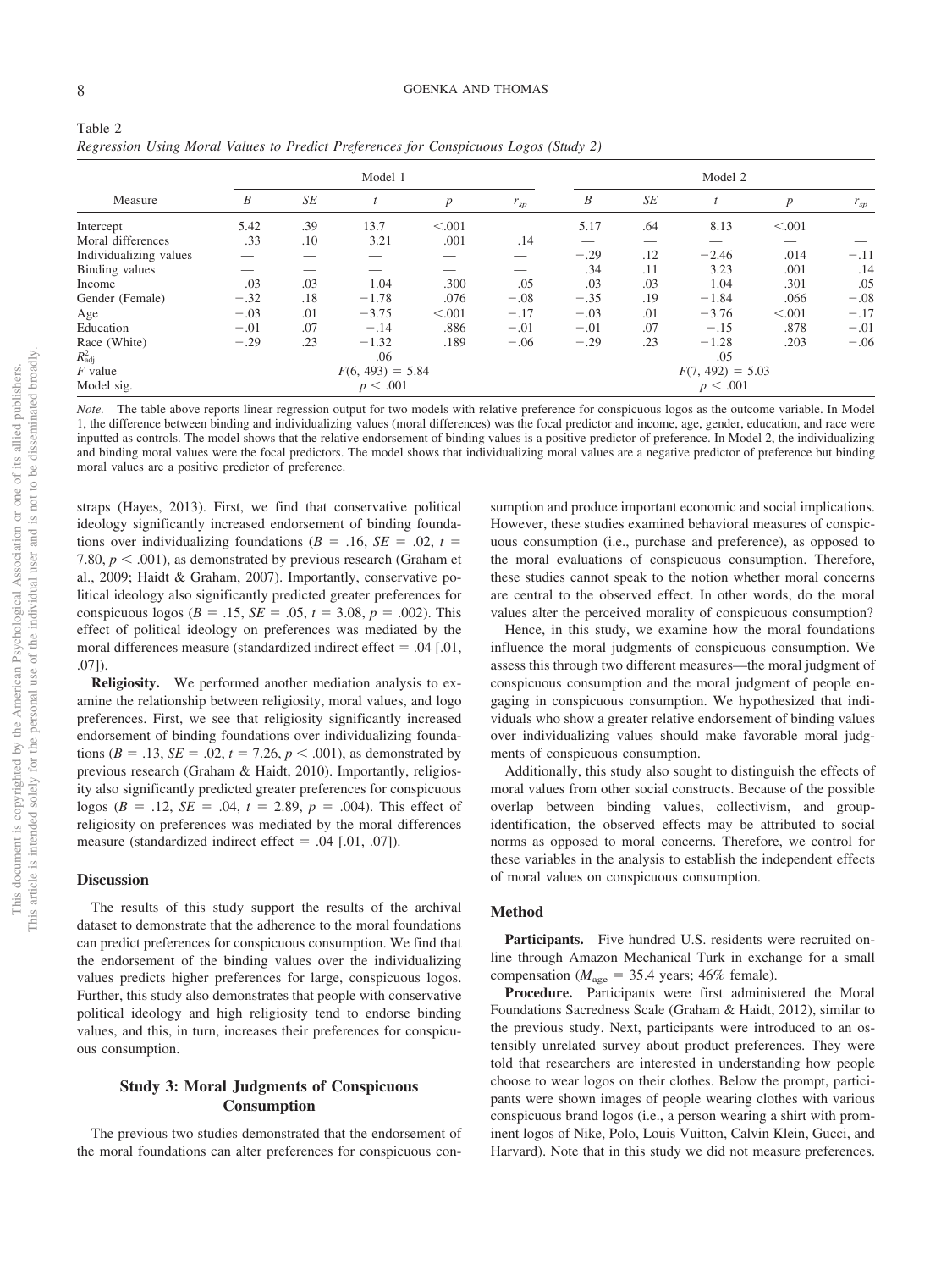Table 2
*Regression Using Moral Values to Predict Preferences for Conspicuous Logos (Study 2)*

| Measure | Model 1 | | | | | Model 2 | | | | |
|---|---|---|---|---|---|---|---|---|---|---|
| | *B* | *SE* | *t* | *p* | $r_{sp}$ | *B* | *SE* | *t* | *p* | $r_{sp}$ |
| Intercept | 5.42 | .39 | 13.7 | <.001 | | 5.17 | .64 | 8.13 | <.001 | |
| Moral differences | .33 | .10 | 3.21 | .001 | .14 | — | — | — | — | — |
| Individualizing values | — | — | — | — | — | −.29 | .12 | −2.46 | .014 | −.11 |
| Binding values | — | — | — | — | — | .34 | .11 | 3.23 | .001 | .14 |
| Income | .03 | .03 | 1.04 | .300 | .05 | .03 | .03 | 1.04 | .301 | .05 |
| Gender (Female) | −.32 | .18 | −1.78 | .076 | −.08 | −.35 | .19 | −1.84 | .066 | −.08 |
| Age | −.03 | .01 | −3.75 | <.001 | −.17 | −.03 | .01 | −3.76 | <.001 | −.17 |
| Education | −.01 | .07 | −.14 | .886 | −.01 | −.01 | .07 | −.15 | .878 | −.01 |
| Race (White) | −.29 | .23 | −1.32 | .189 | −.06 | −.29 | .23 | −1.28 | .203 | −.06 |
| $R^2_{adj}$ | | | .06 | | | | | .05 | | |
| *F* value | | | $F(6, 493) = 5.84$ | | | | | $F(7, 492) = 5.03$ | | |
| Model sig. | | | $p < .001$ | | | | | $p < .001$ | | |

*Note.* The table above reports linear regression output for two models with relative preference for conspicuous logos as the outcome variable. In Model 1, the difference between binding and individualizing values (moral differences) was the focal predictor and income, age, gender, education, and race were inputted as controls. The model shows that the relative endorsement of binding values is a positive predictor of preference. In Model 2, the individualizing and binding moral values were the focal predictors. The model shows that individualizing moral values are a negative predictor of preference but binding moral values are a positive predictor of preference.

straps (Hayes, 2013). First, we find that conservative political ideology significantly increased endorsement of binding foundations over individualizing foundations ($B = .16$, $SE = .02$, $t = 7.80$, $p < .001$), as demonstrated by previous research (Graham et al., 2009; Haidt & Graham, 2007). Importantly, conservative political ideology also significantly predicted greater preferences for conspicuous logos ($B = .15$, $SE = .05$, $t = 3.08$, $p = .002$). This effect of political ideology on preferences was mediated by the moral differences measure (standardized indirect effect = .04 [.01, .07]).

**Religiosity.** We performed another mediation analysis to examine the relationship between religiosity, moral values, and logo preferences. First, we see that religiosity significantly increased endorsement of binding foundations over individualizing foundations ($B = .13$, $SE = .02$, $t = 7.26$, $p < .001$), as demonstrated by previous research (Graham & Haidt, 2010). Importantly, religiosity also significantly predicted greater preferences for conspicuous logos ($B = .12$, $SE = .04$, $t = 2.89$, $p = .004$). This effect of religiosity on preferences was mediated by the moral differences measure (standardized indirect effect = .04 [.01, .07]).

### Discussion

The results of this study support the results of the archival dataset to demonstrate that the adherence to the moral foundations can predict preferences for conspicuous consumption. We find that the endorsement of the binding values over the individualizing values predicts higher preferences for large, conspicuous logos. Further, this study also demonstrates that people with conservative political ideology and high religiosity tend to endorse binding values, and this, in turn, increases their preferences for conspicuous consumption.

## Study 3: Moral Judgments of Conspicuous Consumption

The previous two studies demonstrated that the endorsement of the moral foundations can alter preferences for conspicuous consumption and produce important economic and social implications. However, these studies examined behavioral measures of conspicuous consumption (i.e., purchase and preference), as opposed to the moral evaluations of conspicuous consumption. Therefore, these studies cannot speak to the notion whether moral concerns are central to the observed effect. In other words, do the moral values alter the perceived morality of conspicuous consumption?

Hence, in this study, we examine how the moral foundations influence the moral judgments of conspicuous consumption. We assess this through two different measures—the moral judgment of conspicuous consumption and the moral judgment of people engaging in conspicuous consumption. We hypothesized that individuals who show a greater relative endorsement of binding values over individualizing values should make favorable moral judgments of conspicuous consumption.

Additionally, this study also sought to distinguish the effects of moral values from other social constructs. Because of the possible overlap between binding values, collectivism, and group-identification, the observed effects may be attributed to social norms as opposed to moral concerns. Therefore, we control for these variables in the analysis to establish the independent effects of moral values on conspicuous consumption.

### Method

**Participants.** Five hundred U.S. residents were recruited online through Amazon Mechanical Turk in exchange for a small compensation ($M_{age}$ = 35.4 years; 46% female).

**Procedure.** Participants were first administered the Moral Foundations Sacredness Scale (Graham & Haidt, 2012), similar to the previous study. Next, participants were introduced to an ostensibly unrelated survey about product preferences. They were told that researchers are interested in understanding how people choose to wear logos on their clothes. Below the prompt, participants were shown images of people wearing clothes with various conspicuous brand logos (i.e., a person wearing a shirt with prominent logos of Nike, Polo, Louis Vuitton, Calvin Klein, Gucci, and Harvard). Note that in this study we did not measure preferences.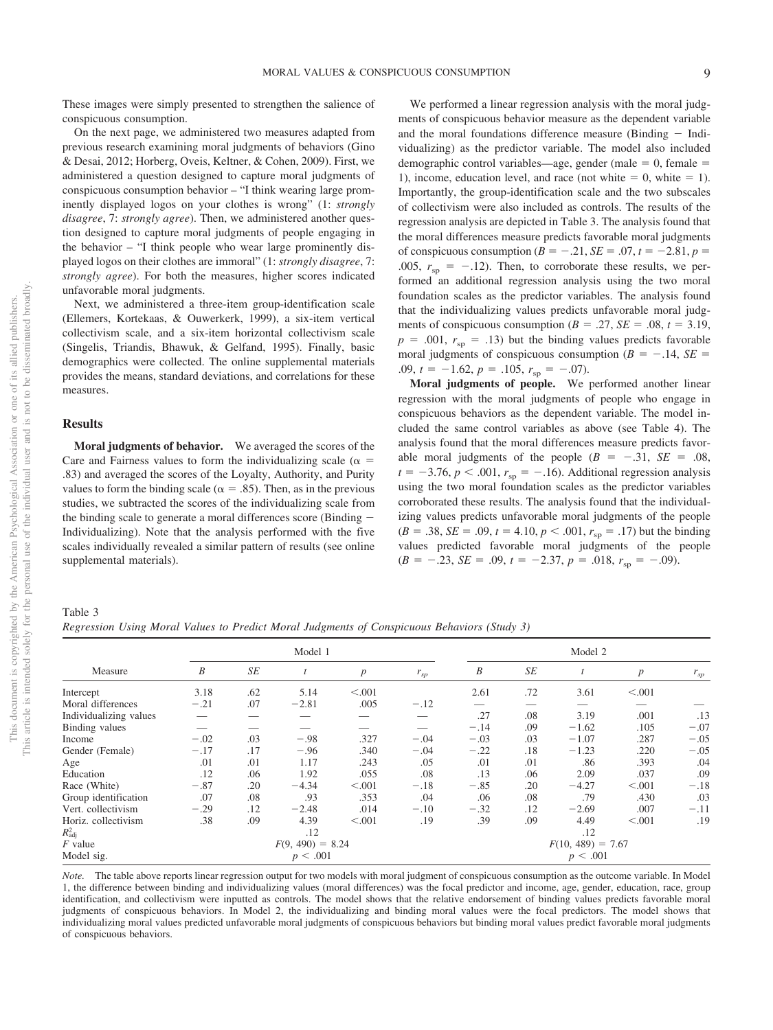These images were simply presented to strengthen the salience of conspicuous consumption.

On the next page, we administered two measures adapted from previous research examining moral judgments of behaviors (Gino & Desai, 2012; Horberg, Oveis, Keltner, & Cohen, 2009). First, we administered a question designed to capture moral judgments of conspicuous consumption behavior – "I think wearing large prominently displayed logos on your clothes is wrong" (1: *strongly disagree*, 7: *strongly agree*). Then, we administered another question designed to capture moral judgments of people engaging in the behavior – "I think people who wear large prominently displayed logos on their clothes are immoral" (1: *strongly disagree*, 7: *strongly agree*). For both the measures, higher scores indicated unfavorable moral judgments.

Next, we administered a three-item group-identification scale (Ellemers, Kortekaas, & Ouwerkerk, 1999), a six-item vertical collectivism scale, and a six-item horizontal collectivism scale (Singelis, Triandis, Bhawuk, & Gelfand, 1995). Finally, basic demographics were collected. The online supplemental materials provides the means, standard deviations, and correlations for these measures.

## Results

**Moral judgments of behavior.** We averaged the scores of the Care and Fairness values to form the individualizing scale ($\alpha = .83$) and averaged the scores of the Loyalty, Authority, and Purity values to form the binding scale ($\alpha = .85$). Then, as in the previous studies, we subtracted the scores of the individualizing scale from the binding scale to generate a moral differences score (Binding − Individualizing). Note that the analysis performed with the five scales individually revealed a similar pattern of results (see online supplemental materials).

We performed a linear regression analysis with the moral judgments of conspicuous behavior measure as the dependent variable and the moral foundations difference measure (Binding − Individualizing) as the predictor variable. The model also included demographic control variables—age, gender (male = 0, female = 1), income, education level, and race (not white = 0, white = 1). Importantly, the group-identification scale and the two subscales of collectivism were also included as controls. The results of the regression analysis are depicted in Table 3. The analysis found that the moral differences measure predicts favorable moral judgments of conspicuous consumption ($B = -.21$, $SE = .07$, $t = -2.81$, $p = .005$, $r_{sp} = -.12$). Then, to corroborate these results, we performed an additional regression analysis using the two moral foundation scales as the predictor variables. The analysis found that the individualizing values predicts unfavorable moral judgments of conspicuous consumption ($B = .27$, $SE = .08$, $t = 3.19$, $p = .001$, $r_{sp} = .13$) but the binding values predicts favorable moral judgments of conspicuous consumption ($B = -.14$, $SE = .09$, $t = -1.62$, $p = .105$, $r_{sp} = -.07$).

**Moral judgments of people.** We performed another linear regression with the moral judgments of people who engage in conspicuous behaviors as the dependent variable. The model included the same control variables as above (see Table 4). The analysis found that the moral differences measure predicts favorable moral judgments of the people ($B = -.31$, $SE = .08$, $t = -3.76$, $p < .001$, $r_{sp} = -.16$). Additional regression analysis using the two moral foundation scales as the predictor variables corroborated these results. The analysis found that the individualizing values predicts unfavorable moral judgments of the people ($B = .38$, $SE = .09$, $t = 4.10$, $p < .001$, $r_{sp} = .17$) but the binding values predicted favorable moral judgments of the people ($B = -.23$, $SE = .09$, $t = -2.37$, $p = .018$, $r_{sp} = -.09$).

Table 3
*Regression Using Moral Values to Predict Moral Judgments of Conspicuous Behaviors (Study 3)*

| Measure | Model 1 | | | | | Model 2 | | | | |
|---|---|---|---|---|---|---|---|---|---|---|
| | *B* | *SE* | *t* | *p* | $r_{sp}$ | *B* | *SE* | *t* | *p* | $r_{sp}$ |
| Intercept | 3.18 | .62 | 5.14 | <.001 | | 2.61 | .72 | 3.61 | <.001 | |
| Moral differences | −.21 | .07 | −2.81 | .005 | −.12 | — | — | — | — | — |
| Individualizing values | — | — | — | — | — | .27 | .08 | 3.19 | .001 | .13 |
| Binding values | — | — | — | — | — | −.14 | .09 | −1.62 | .105 | −.07 |
| Income | −.02 | .03 | −.98 | .327 | −.04 | −.03 | .03 | −1.07 | .287 | −.05 |
| Gender (Female) | −.17 | .17 | −.96 | .340 | −.04 | −.22 | .18 | −1.23 | .220 | −.05 |
| Age | .01 | .01 | 1.17 | .243 | .05 | .01 | .01 | .86 | .393 | .04 |
| Education | .12 | .06 | 1.92 | .055 | .08 | .13 | .06 | 2.09 | .037 | .09 |
| Race (White) | −.87 | .20 | −4.34 | <.001 | −.18 | −.85 | .20 | −4.27 | <.001 | −.18 |
| Group identification | .07 | .08 | .93 | .353 | .04 | .06 | .08 | .79 | .430 | .03 |
| Vert. collectivism | −.29 | .12 | −2.48 | .014 | −.10 | −.32 | .12 | −2.69 | .007 | −.11 |
| Horiz. collectivism | .38 | .09 | 4.39 | <.001 | .19 | .39 | .09 | 4.49 | <.001 | .19 |
| $R^2_{adj}$ | | | .12 | | | | | .12 | | |
| *F* value | | | $F(9, 490) = 8.24$ | | | | | $F(10, 489) = 7.67$ | | |
| Model sig. | | | $p < .001$ | | | | | $p < .001$ | | |

*Note.* The table above reports linear regression output for two models with moral judgment of conspicuous consumption as the outcome variable. In Model 1, the difference between binding and individualizing values (moral differences) was the focal predictor and income, age, gender, education, race, group identification, and collectivism were inputted as controls. The model shows that the relative endorsement of binding values predicts favorable moral judgments of conspicuous behaviors. In Model 2, the individualizing and binding moral values were the focal predictors. The model shows that individualizing moral values predicted unfavorable moral judgments of conspicuous behaviors but binding moral values predict favorable moral judgments of conspicuous behaviors.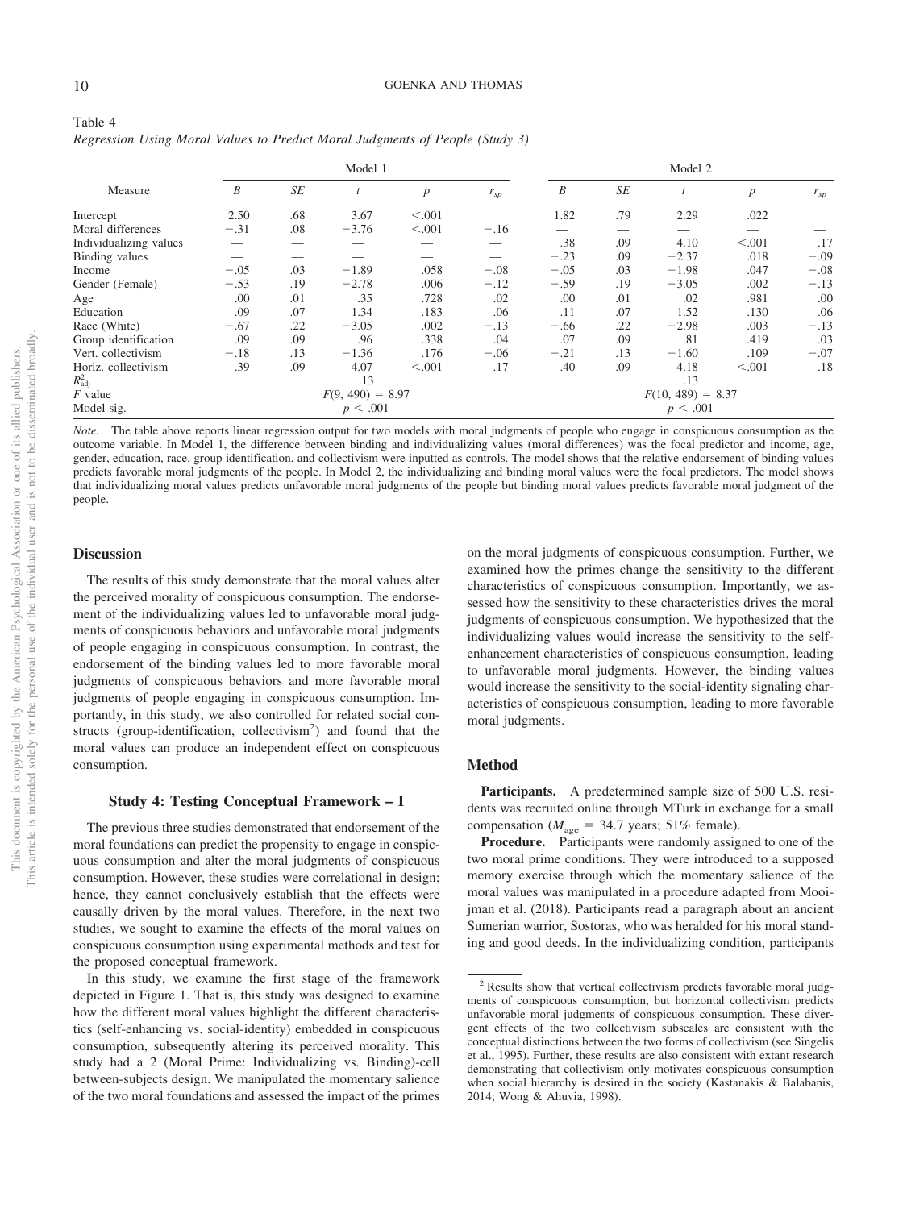Table 4
*Regression Using Moral Values to Predict Moral Judgments of People (Study 3)*

| Measure | Model 1 | | | | | Model 2 | | | | |
|---|---|---|---|---|---|---|---|---|---|---|
| | *B* | *SE* | *t* | *p* | $r_{sp}$ | *B* | *SE* | *t* | *p* | $r_{sp}$ |
| Intercept | 2.50 | .68 | 3.67 | <.001 | | 1.82 | .79 | 2.29 | .022 | |
| Moral differences | −.31 | .08 | −3.76 | <.001 | −.16 | — | — | — | — | — |
| Individualizing values | — | — | — | — | — | .38 | .09 | 4.10 | <.001 | .17 |
| Binding values | — | — | — | — | — | −.23 | .09 | −2.37 | .018 | −.09 |
| Income | −.05 | .03 | −1.89 | .058 | −.08 | −.05 | .03 | −1.98 | .047 | −.08 |
| Gender (Female) | −.53 | .19 | −2.78 | .006 | −.12 | −.59 | .19 | −3.05 | .002 | −.13 |
| Age | .00 | .01 | .35 | .728 | .02 | .00 | .01 | .02 | .981 | .00 |
| Education | .09 | .07 | 1.34 | .183 | .06 | .11 | .07 | 1.52 | .130 | .06 |
| Race (White) | −.67 | .22 | −3.05 | .002 | −.13 | −.66 | .22 | −2.98 | .003 | −.13 |
| Group identification | .09 | .09 | .96 | .338 | .04 | .07 | .09 | .81 | .419 | .03 |
| Vert. collectivism | −.18 | .13 | −1.36 | .176 | −.06 | −.21 | .13 | −1.60 | .109 | −.07 |
| Horiz. collectivism | .39 | .09 | 4.07 | <.001 | .17 | .40 | .09 | 4.18 | <.001 | .18 |
| $R^2_{adj}$ | | | .13 | | | | | .13 | | |
| *F* value | | | $F(9, 490) = 8.97$ | | | | | $F(10, 489) = 8.37$ | | |
| Model sig. | | | $p < .001$ | | | | | $p < .001$ | | |

*Note.* The table above reports linear regression output for two models with moral judgments of people who engage in conspicuous consumption as the outcome variable. In Model 1, the difference between binding and individualizing values (moral differences) was the focal predictor and income, age, gender, education, race, group identification, and collectivism were inputted as controls. The model shows that the relative endorsement of binding values predicts favorable moral judgments of the people. In Model 2, the individualizing and binding moral values were the focal predictors. The model shows that individualizing moral values predicts unfavorable moral judgments of the people but binding moral values predicts favorable moral judgment of the people.

### Discussion

The results of this study demonstrate that the moral values alter the perceived morality of conspicuous consumption. The endorsement of the individualizing values led to unfavorable moral judgments of conspicuous behaviors and unfavorable moral judgments of people engaging in conspicuous consumption. In contrast, the endorsement of the binding values led to more favorable moral judgments of conspicuous behaviors and more favorable moral judgments of people engaging in conspicuous consumption. Importantly, in this study, we also controlled for related social constructs (group-identification, collectivism[2]) and found that the moral values can produce an independent effect on conspicuous consumption.

## Study 4: Testing Conceptual Framework – I

The previous three studies demonstrated that endorsement of the moral foundations can predict the propensity to engage in conspicuous consumption and alter the moral judgments of conspicuous consumption. However, these studies were correlational in design; hence, they cannot conclusively establish that the effects were causally driven by the moral values. Therefore, in the next two studies, we sought to examine the effects of the moral values on conspicuous consumption using experimental methods and test for the proposed conceptual framework.

In this study, we examine the first stage of the framework depicted in Figure 1. That is, this study was designed to examine how the different moral values highlight the different characteristics (self-enhancing vs. social-identity) embedded in conspicuous consumption, subsequently altering its perceived morality. This study had a 2 (Moral Prime: Individualizing vs. Binding)-cell between-subjects design. We manipulated the momentary salience of the two moral foundations and assessed the impact of the primes on the moral judgments of conspicuous consumption. Further, we examined how the primes change the sensitivity to the different characteristics of conspicuous consumption. Importantly, we assessed how the sensitivity to these characteristics drives the moral judgments of conspicuous consumption. We hypothesized that the individualizing values would increase the sensitivity to the self-enhancement characteristics of conspicuous consumption, leading to unfavorable moral judgments. However, the binding values would increase the sensitivity to the social-identity signaling characteristics of conspicuous consumption, leading to more favorable moral judgments.

### Method

**Participants.** A predetermined sample size of 500 U.S. residents was recruited online through MTurk in exchange for a small compensation ($M_{age}$ = 34.7 years; 51% female).

**Procedure.** Participants were randomly assigned to one of the two moral prime conditions. They were introduced to a supposed memory exercise through which the momentary salience of the moral values was manipulated in a procedure adapted from Mooijman et al. (2018). Participants read a paragraph about an ancient Sumerian warrior, Sostoras, who was heralded for his moral standing and good deeds. In the individualizing condition, participants

[2] Results show that vertical collectivism predicts favorable moral judgments of conspicuous consumption, but horizontal collectivism predicts unfavorable moral judgments of conspicuous consumption. These divergent effects of the two collectivism subscales are consistent with the conceptual distinctions between the two forms of collectivism (see Singelis et al., 1995). Further, these results are also consistent with extant research demonstrating that collectivism only motivates conspicuous consumption when social hierarchy is desired in the society (Kastanakis & Balabanis, 2014; Wong & Ahuvia, 1998).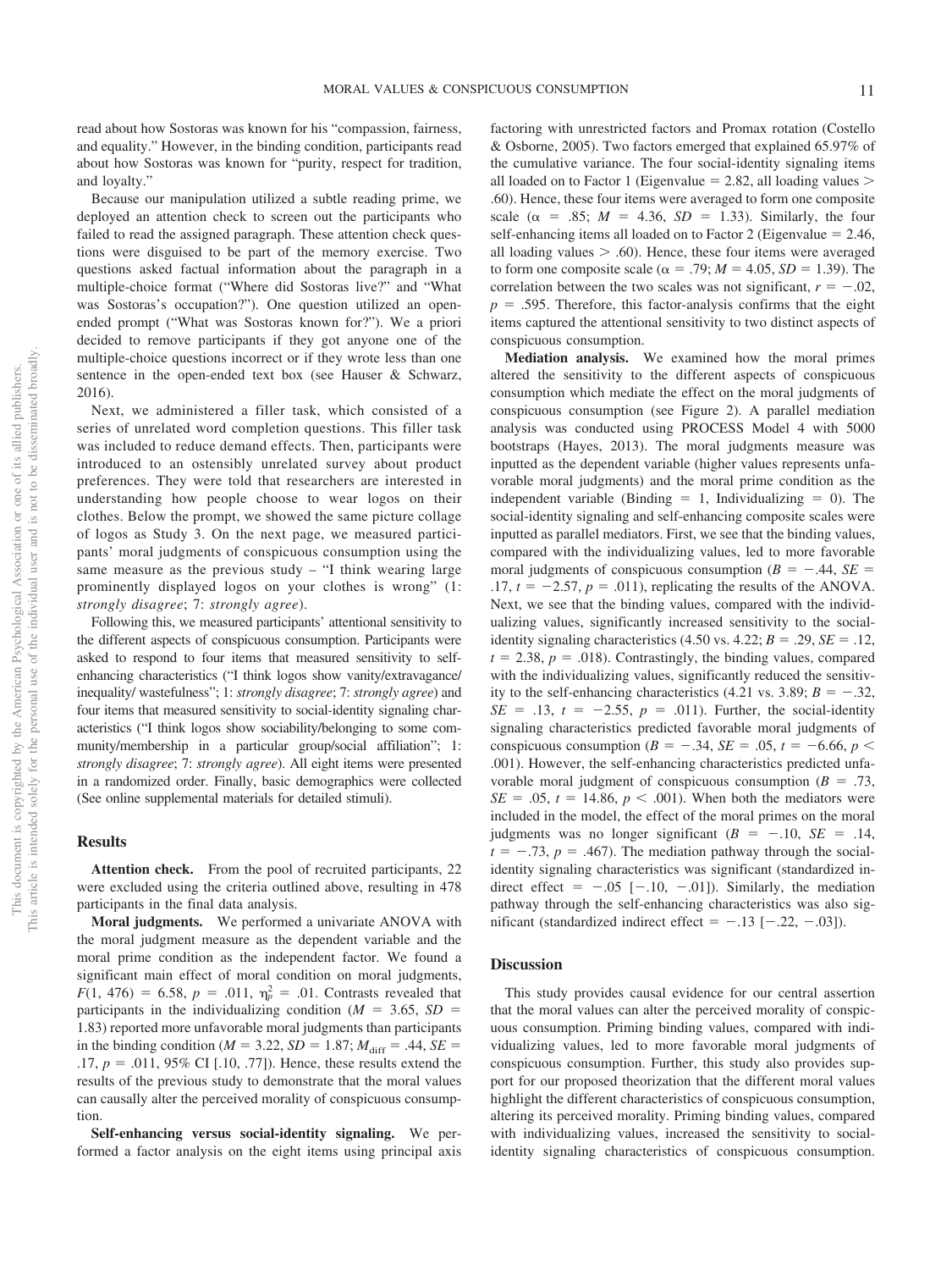read about how Sostoras was known for his "compassion, fairness, and equality." However, in the binding condition, participants read about how Sostoras was known for "purity, respect for tradition, and loyalty."

Because our manipulation utilized a subtle reading prime, we deployed an attention check to screen out the participants who failed to read the assigned paragraph. These attention check questions were disguised to be part of the memory exercise. Two questions asked factual information about the paragraph in a multiple-choice format ("Where did Sostoras live?" and "What was Sostoras's occupation?"). One question utilized an open-ended prompt ("What was Sostoras known for?"). We a priori decided to remove participants if they got anyone one of the multiple-choice questions incorrect or if they wrote less than one sentence in the open-ended text box (see Hauser & Schwarz, 2016).

Next, we administered a filler task, which consisted of a series of unrelated word completion questions. This filler task was included to reduce demand effects. Then, participants were introduced to an ostensibly unrelated survey about product preferences. They were told that researchers are interested in understanding how people choose to wear logos on their clothes. Below the prompt, we showed the same picture collage of logos as Study 3. On the next page, we measured participants' moral judgments of conspicuous consumption using the same measure as the previous study – "I think wearing large prominently displayed logos on your clothes is wrong" (1: *strongly disagree*; 7: *strongly agree*).

Following this, we measured participants' attentional sensitivity to the different aspects of conspicuous consumption. Participants were asked to respond to four items that measured sensitivity to self-enhancing characteristics ("I think logos show vanity/extravagance/inequality/ wastefulness"; 1: *strongly disagree*; 7: *strongly agree*) and four items that measured sensitivity to social-identity signaling characteristics ("I think logos show sociability/belonging to some community/membership in a particular group/social affiliation"; 1: *strongly disagree*; 7: *strongly agree*). All eight items were presented in a randomized order. Finally, basic demographics were collected (See online supplemental materials for detailed stimuli).

### Results

**Attention check.** From the pool of recruited participants, 22 were excluded using the criteria outlined above, resulting in 478 participants in the final data analysis.

**Moral judgments.** We performed a univariate ANOVA with the moral judgment measure as the dependent variable and the moral prime condition as the independent factor. We found a significant main effect of moral condition on moral judgments, $F(1, 476) = 6.58$, $p = .011$, $\eta_p^2 = .01$. Contrasts revealed that participants in the individualizing condition ($M = 3.65$, $SD = 1.83$) reported more unfavorable moral judgments than participants in the binding condition ($M = 3.22$, $SD = 1.87$; $M_{\text{diff}} = .44$, $SE = .17$, $p = .011$, 95% CI [.10, .77]). Hence, these results extend the results of the previous study to demonstrate that the moral values can causally alter the perceived morality of conspicuous consumption.

**Self-enhancing versus social-identity signaling.** We performed a factor analysis on the eight items using principal axis factoring with unrestricted factors and Promax rotation (Costello & Osborne, 2005). Two factors emerged that explained 65.97% of the cumulative variance. The four social-identity signaling items all loaded on to Factor 1 (Eigenvalue = 2.82, all loading values > .60). Hence, these four items were averaged to form one composite scale ($\alpha = .85$; $M = 4.36$, $SD = 1.33$). Similarly, the four self-enhancing items all loaded on to Factor 2 (Eigenvalue = 2.46, all loading values > .60). Hence, these four items were averaged to form one composite scale ($\alpha = .79$; $M = 4.05$, $SD = 1.39$). The correlation between the two scales was not significant, $r = -.02$, $p = .595$. Therefore, this factor-analysis confirms that the eight items captured the attentional sensitivity to two distinct aspects of conspicuous consumption.

**Mediation analysis.** We examined how the moral primes altered the sensitivity to the different aspects of conspicuous consumption which mediate the effect on the moral judgments of conspicuous consumption (see Figure 2). A parallel mediation analysis was conducted using PROCESS Model 4 with 5000 bootstraps (Hayes, 2013). The moral judgments measure was inputted as the dependent variable (higher values represents unfavorable moral judgments) and the moral prime condition as the independent variable (Binding = 1, Individualizing = 0). The social-identity signaling and self-enhancing composite scales were inputted as parallel mediators. First, we see that the binding values, compared with the individualizing values, led to more favorable moral judgments of conspicuous consumption ($B = -.44$, $SE = .17$, $t = -2.57$, $p = .011$), replicating the results of the ANOVA. Next, we see that the binding values, compared with the individualizing values, significantly increased sensitivity to the social-identity signaling characteristics (4.50 vs. 4.22; $B = .29$, $SE = .12$, $t = 2.38$, $p = .018$). Contrastingly, the binding values, compared with the individualizing values, significantly reduced the sensitivity to the self-enhancing characteristics (4.21 vs. 3.89; $B = -.32$, $SE = .13$, $t = -2.55$, $p = .011$). Further, the social-identity signaling characteristics predicted favorable moral judgments of conspicuous consumption ($B = -.34$, $SE = .05$, $t = -6.66$, $p < .001$). However, the self-enhancing characteristics predicted unfavorable moral judgment of conspicuous consumption ($B = .73$, $SE = .05$, $t = 14.86$, $p < .001$). When both the mediators were included in the model, the effect of the moral primes on the moral judgments was no longer significant ($B = -.10$, $SE = .14$, $t = -.73$, $p = .467$). The mediation pathway through the social-identity signaling characteristics was significant (standardized indirect effect = $-.05$ [$-.10$, $-.01$]). Similarly, the mediation pathway through the self-enhancing characteristics was also significant (standardized indirect effect = $-.13$ [$-.22$, $-.03$]).

### Discussion

This study provides causal evidence for our central assertion that the moral values can alter the perceived morality of conspicuous consumption. Priming binding values, compared with individualizing values, led to more favorable moral judgments of conspicuous consumption. Further, this study also provides support for our proposed theorization that the different moral values highlight the different characteristics of conspicuous consumption, altering its perceived morality. Priming binding values, compared with individualizing values, increased the sensitivity to social-identity signaling characteristics of conspicuous consumption.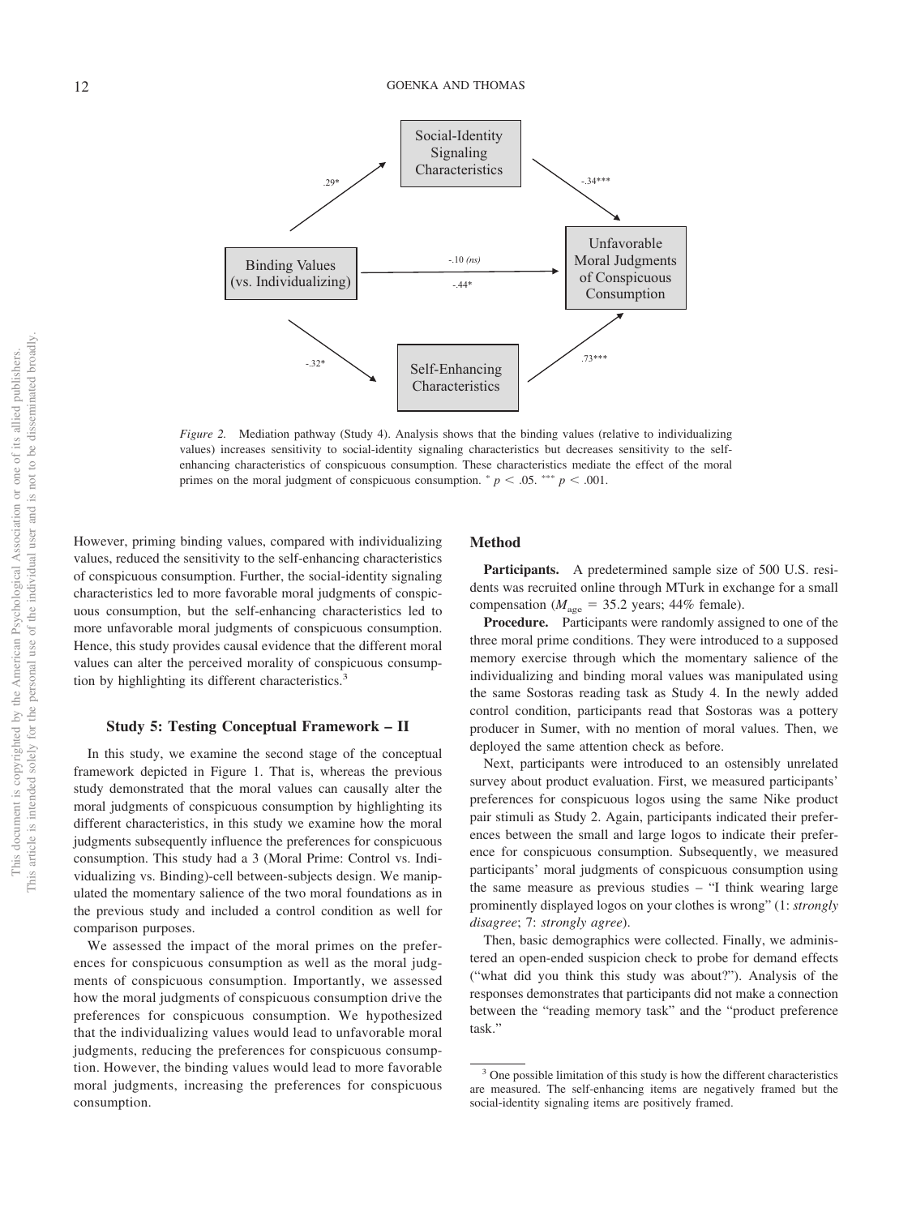Social-Identity Signaling Characteristics

.29*

-.34***

Binding Values (vs. Individualizing)

-.10 *(ns)*

-.44*

Unfavorable Moral Judgments of Conspicuous Consumption

-.32*

.73***

Self-Enhancing Characteristics

*Figure 2.* Mediation pathway (Study 4). Analysis shows that the binding values (relative to individualizing values) increases sensitivity to social-identity signaling characteristics but decreases sensitivity to the self-enhancing characteristics of conspicuous consumption. These characteristics mediate the effect of the moral primes on the moral judgment of conspicuous consumption. * $p < .05$. *** $p < .001$.

However, priming binding values, compared with individualizing values, reduced the sensitivity to the self-enhancing characteristics of conspicuous consumption. Further, the social-identity signaling characteristics led to more favorable moral judgments of conspicuous consumption, but the self-enhancing characteristics led to more unfavorable moral judgments of conspicuous consumption. Hence, this study provides causal evidence that the different moral values can alter the perceived morality of conspicuous consumption by highlighting its different characteristics.[3]

### Study 5: Testing Conceptual Framework – II

In this study, we examine the second stage of the conceptual framework depicted in Figure 1. That is, whereas the previous study demonstrated that the moral values can causally alter the moral judgments of conspicuous consumption by highlighting its different characteristics, in this study we examine how the moral judgments subsequently influence the preferences for conspicuous consumption. This study had a 3 (Moral Prime: Control vs. Individualizing vs. Binding)-cell between-subjects design. We manipulated the momentary salience of the two moral foundations as in the previous study and included a control condition as well for comparison purposes.

We assessed the impact of the moral primes on the preferences for conspicuous consumption as well as the moral judgments of conspicuous consumption. Importantly, we assessed how the moral judgments of conspicuous consumption drive the preferences for conspicuous consumption. We hypothesized that the individualizing values would lead to unfavorable moral judgments, reducing the preferences for conspicuous consumption. However, the binding values would lead to more favorable moral judgments, increasing the preferences for conspicuous consumption.

#### Method

**Participants.** A predetermined sample size of 500 U.S. residents was recruited online through MTurk in exchange for a small compensation ($M_{\text{age}}$ = 35.2 years; 44% female).

**Procedure.** Participants were randomly assigned to one of the three moral prime conditions. They were introduced to a supposed memory exercise through which the momentary salience of the individualizing and binding moral values was manipulated using the same Sostoras reading task as Study 4. In the newly added control condition, participants read that Sostoras was a pottery producer in Sumer, with no mention of moral values. Then, we deployed the same attention check as before.

Next, participants were introduced to an ostensibly unrelated survey about product evaluation. First, we measured participants' preferences for conspicuous logos using the same Nike product pair stimuli as Study 2. Again, participants indicated their preferences between the small and large logos to indicate their preference for conspicuous consumption. Subsequently, we measured participants' moral judgments of conspicuous consumption using the same measure as previous studies – "I think wearing large prominently displayed logos on your clothes is wrong" (1: *strongly disagree*; 7: *strongly agree*).

Then, basic demographics were collected. Finally, we administered an open-ended suspicion check to probe for demand effects ("what did you think this study was about?"). Analysis of the responses demonstrates that participants did not make a connection between the "reading memory task" and the "product preference task."

[3] One possible limitation of this study is how the different characteristics are measured. The self-enhancing items are negatively framed but the social-identity signaling items are positively framed.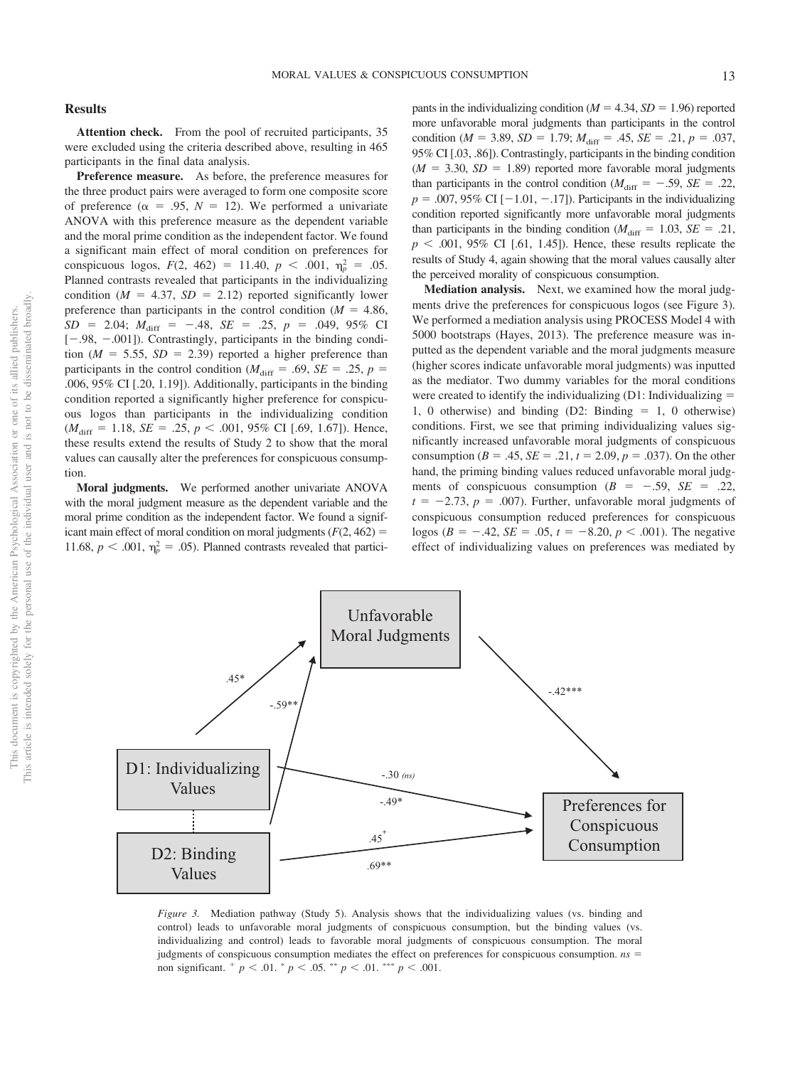## Results

**Attention check.** From the pool of recruited participants, 35 were excluded using the criteria described above, resulting in 465 participants in the final data analysis.

**Preference measure.** As before, the preference measures for the three product pairs were averaged to form one composite score of preference ($\alpha$ = .95, $N$ = 12). We performed a univariate ANOVA with this preference measure as the dependent variable and the moral prime condition as the independent factor. We found a significant main effect of moral condition on preferences for conspicuous logos, $F(2, 462) = 11.40$, $p < .001$, $\eta_p^2 = .05$. Planned contrasts revealed that participants in the individualizing condition ($M$ = 4.37, $SD$ = 2.12) reported significantly lower preference than participants in the control condition ($M$ = 4.86, $SD$ = 2.04; $M_{\text{diff}}$ = −.48, $SE$ = .25, $p$ = .049, 95% CI [−.98, −.001]). Contrastingly, participants in the binding condition ($M$ = 5.55, $SD$ = 2.39) reported a higher preference than participants in the control condition ($M_{\text{diff}}$ = .69, $SE$ = .25, $p$ = .006, 95% CI [.20, 1.19]). Additionally, participants in the binding condition reported a significantly higher preference for conspicuous logos than participants in the individualizing condition ($M_{\text{diff}}$ = 1.18, $SE$ = .25, $p < .001$, 95% CI [.69, 1.67]). Hence, these results extend the results of Study 2 to show that the moral values can causally alter the preferences for conspicuous consumption.

**Moral judgments.** We performed another univariate ANOVA with the moral judgment measure as the dependent variable and the moral prime condition as the independent factor. We found a significant main effect of moral condition on moral judgments ($F(2, 462) = 11.68$, $p < .001$, $\eta_p^2 = .05$). Planned contrasts revealed that participants in the individualizing condition ($M$ = 4.34, $SD$ = 1.96) reported more unfavorable moral judgments than participants in the control condition ($M$ = 3.89, $SD$ = 1.79; $M_{\text{diff}}$ = .45, $SE$ = .21, $p$ = .037, 95% CI [.03, .86]). Contrastingly, participants in the binding condition ($M$ = 3.30, $SD$ = 1.89) reported more favorable moral judgments than participants in the control condition ($M_{\text{diff}}$ = −.59, $SE$ = .22, $p$ = .007, 95% CI [−1.01, −.17]). Participants in the individualizing condition reported significantly more unfavorable moral judgments than participants in the binding condition ($M_{\text{diff}}$ = 1.03, $SE$ = .21, $p < .001$, 95% CI [.61, 1.45]). Hence, these results replicate the results of Study 4, again showing that the moral values causally alter the perceived morality of conspicuous consumption.

**Mediation analysis.** Next, we examined how the moral judgments drive the preferences for conspicuous logos (see Figure 3). We performed a mediation analysis using PROCESS Model 4 with 5000 bootstraps (Hayes, 2013). The preference measure was inputted as the dependent variable and the moral judgments measure (higher scores indicate unfavorable moral judgments) was inputted as the mediator. Two dummy variables for the moral conditions were created to identify the individualizing (D1: Individualizing = 1, 0 otherwise) and binding (D2: Binding = 1, 0 otherwise) conditions. First, we see that priming individualizing values significantly increased unfavorable moral judgments of conspicuous consumption ($B$ = .45, $SE$ = .21, $t$ = 2.09, $p$ = .037). On the other hand, the priming binding values reduced unfavorable moral judgments of conspicuous consumption ($B$ = −.59, $SE$ = .22, $t$ = −2.73, $p$ = .007). Further, unfavorable moral judgments of conspicuous consumption reduced preferences for conspicuous logos ($B$ = −.42, $SE$ = .05, $t$ = −8.20, $p < .001$). The negative effect of individualizing values on preferences was mediated by

Unfavorable Moral Judgments

.45*

-.59**

-.42***

D1: Individualizing Values

-.30 *(ns)*

-.49*

Preferences for Conspicuous Consumption

D2: Binding Values

.45[+]

.69**

*Figure 3.* Mediation pathway (Study 5). Analysis shows that the individualizing values (vs. binding and control) leads to unfavorable moral judgments of conspicuous consumption, but the binding values (vs. individualizing and control) leads to favorable moral judgments of conspicuous consumption. The moral judgments of conspicuous consumption mediates the effect on preferences for conspicuous consumption. *ns* = non significant. [+] $p < .01$. * $p < .05$. ** $p < .01$. *** $p < .001$.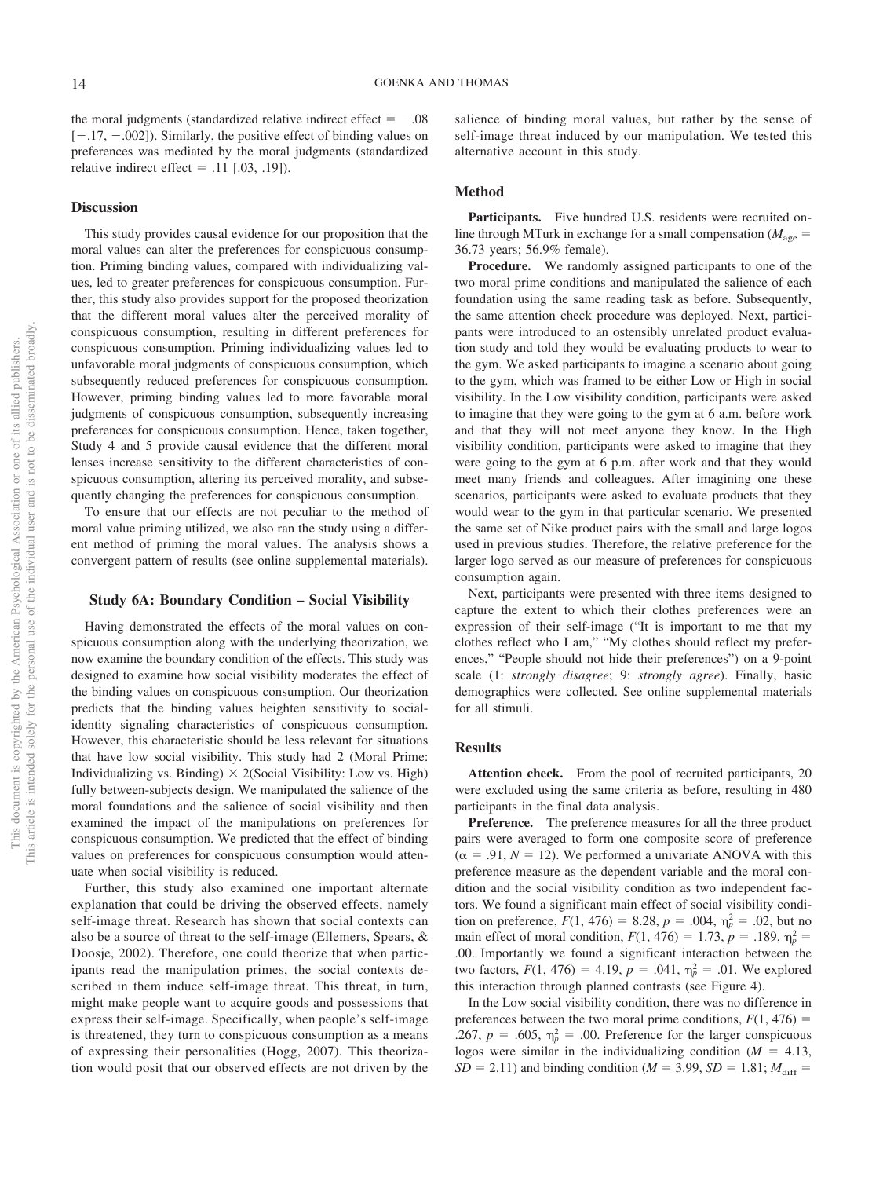the moral judgments (standardized relative indirect effect = −.08 [−.17, −.002]). Similarly, the positive effect of binding values on preferences was mediated by the moral judgments (standardized relative indirect effect = .11 [.03, .19]).

### Discussion

This study provides causal evidence for our proposition that the moral values can alter the preferences for conspicuous consumption. Priming binding values, compared with individualizing values, led to greater preferences for conspicuous consumption. Further, this study also provides support for the proposed theorization that the different moral values alter the perceived morality of conspicuous consumption, resulting in different preferences for conspicuous consumption. Priming individualizing values led to unfavorable moral judgments of conspicuous consumption, which subsequently reduced preferences for conspicuous consumption. However, priming binding values led to more favorable moral judgments of conspicuous consumption, subsequently increasing preferences for conspicuous consumption. Hence, taken together, Study 4 and 5 provide causal evidence that the different moral lenses increase sensitivity to the different characteristics of conspicuous consumption, altering its perceived morality, and subsequently changing the preferences for conspicuous consumption.

To ensure that our effects are not peculiar to the method of moral value priming utilized, we also ran the study using a different method of priming the moral values. The analysis shows a convergent pattern of results (see online supplemental materials).

## Study 6A: Boundary Condition – Social Visibility

Having demonstrated the effects of the moral values on conspicuous consumption along with the underlying theorization, we now examine the boundary condition of the effects. This study was designed to examine how social visibility moderates the effect of the binding values on conspicuous consumption. Our theorization predicts that the binding values heighten sensitivity to social-identity signaling characteristics of conspicuous consumption. However, this characteristic should be less relevant for situations that have low social visibility. This study had 2 (Moral Prime: Individualizing vs. Binding) × 2(Social Visibility: Low vs. High) fully between-subjects design. We manipulated the salience of the moral foundations and the salience of social visibility and then examined the impact of the manipulations on preferences for conspicuous consumption. We predicted that the effect of binding values on preferences for conspicuous consumption would attenuate when social visibility is reduced.

Further, this study also examined one important alternate explanation that could be driving the observed effects, namely self-image threat. Research has shown that social contexts can also be a source of threat to the self-image (Ellemers, Spears, & Doosje, 2002). Therefore, one could theorize that when participants read the manipulation primes, the social contexts described in them induce self-image threat. This threat, in turn, might make people want to acquire goods and possessions that express their self-image. Specifically, when people's self-image is threatened, they turn to conspicuous consumption as a means of expressing their personalities (Hogg, 2007). This theorization would posit that our observed effects are not driven by the salience of binding moral values, but rather by the sense of self-image threat induced by our manipulation. We tested this alternative account in this study.

### Method

**Participants.** Five hundred U.S. residents were recruited online through MTurk in exchange for a small compensation ($M_{\text{age}}$ = 36.73 years; 56.9% female).

**Procedure.** We randomly assigned participants to one of the two moral prime conditions and manipulated the salience of each foundation using the same reading task as before. Subsequently, the same attention check procedure was deployed. Next, participants were introduced to an ostensibly unrelated product evaluation study and told they would be evaluating products to wear to the gym. We asked participants to imagine a scenario about going to the gym, which was framed to be either Low or High in social visibility. In the Low visibility condition, participants were asked to imagine that they were going to the gym at 6 a.m. before work and that they will not meet anyone they know. In the High visibility condition, participants were asked to imagine that they were going to the gym at 6 p.m. after work and that they would meet many friends and colleagues. After imagining one these scenarios, participants were asked to evaluate products that they would wear to the gym in that particular scenario. We presented the same set of Nike product pairs with the small and large logos used in previous studies. Therefore, the relative preference for the larger logo served as our measure of preferences for conspicuous consumption again.

Next, participants were presented with three items designed to capture the extent to which their clothes preferences were an expression of their self-image ("It is important to me that my clothes reflect who I am," "My clothes should reflect my preferences," "People should not hide their preferences") on a 9-point scale (1: *strongly disagree*; 9: *strongly agree*). Finally, basic demographics were collected. See online supplemental materials for all stimuli.

### Results

**Attention check.** From the pool of recruited participants, 20 were excluded using the same criteria as before, resulting in 480 participants in the final data analysis.

**Preference.** The preference measures for all the three product pairs were averaged to form one composite score of preference ($\alpha$ = .91, $N$ = 12). We performed a univariate ANOVA with this preference measure as the dependent variable and the moral condition and the social visibility condition as two independent factors. We found a significant main effect of social visibility condition on preference, $F(1, 476) = 8.28$, $p = .004$, $\eta_p^2 = .02$, but no main effect of moral condition, $F(1, 476) = 1.73$, $p = .189$, $\eta_p^2 = .00$. Importantly we found a significant interaction between the two factors, $F(1, 476) = 4.19$, $p = .041$, $\eta_p^2 = .01$. We explored this interaction through planned contrasts (see Figure 4).

In the Low social visibility condition, there was no difference in preferences between the two moral prime conditions, $F(1, 476) = .267$, $p = .605$, $\eta_p^2 = .00$. Preference for the larger conspicuous logos were similar in the individualizing condition ($M$ = 4.13, $SD$ = 2.11) and binding condition ($M$ = 3.99, $SD$ = 1.81; $M_{\text{diff}}$ =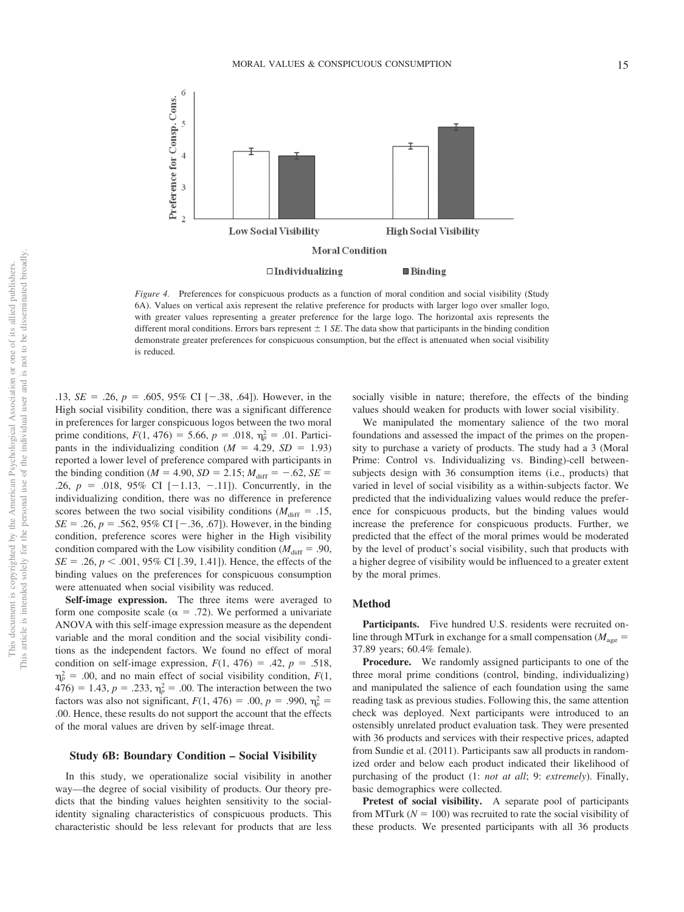*Figure 4.* Preferences for conspicuous products as a function of moral condition and social visibility (Study 6A). Values on vertical axis represent the relative preference for products with larger logo over smaller logo, with greater values representing a greater preference for the large logo. The horizontal axis represents the different moral conditions. Errors bars represent ± 1 *SE*. The data show that participants in the binding condition demonstrate greater preferences for conspicuous consumption, but the effect is attenuated when social visibility is reduced.

.13, $SE = .26$, $p = .605$, 95% CI [−.38, .64]). However, in the High social visibility condition, there was a significant difference in preferences for larger conspicuous logos between the two moral prime conditions, $F(1, 476) = 5.66$, $p = .018$, $\eta_p^2 = .01$. Participants in the individualizing condition ($M = 4.29$, $SD = 1.93$) reported a lower level of preference compared with participants in the binding condition ($M = 4.90$, $SD = 2.15$; $M_{diff} = -.62$, $SE = .26$, $p = .018$, 95% CI [−1.13, −.11]). Concurrently, in the individualizing condition, there was no difference in preference scores between the two social visibility conditions ($M_{diff} = .15$, $SE = .26$, $p = .562$, 95% CI [−.36, .67]). However, in the binding condition, preference scores were higher in the High visibility condition compared with the Low visibility condition ($M_{diff} = .90$, $SE = .26$, $p < .001$, 95% CI [.39, 1.41]). Hence, the effects of the binding values on the preferences for conspicuous consumption were attenuated when social visibility was reduced.

**Self-image expression.** The three items were averaged to form one composite scale ($\alpha = .72$). We performed a univariate ANOVA with this self-image expression measure as the dependent variable and the moral condition and the social visibility conditions as the independent factors. We found no effect of moral condition on self-image expression, $F(1, 476) = .42$, $p = .518$, $\eta_p^2 = .00$, and no main effect of social visibility condition, $F(1, 476) = 1.43$, $p = .233$, $\eta_p^2 = .00$. The interaction between the two factors was also not significant, $F(1, 476) = .00$, $p = .990$, $\eta_p^2 = .00$. Hence, these results do not support the account that the effects of the moral values are driven by self-image threat.

### Study 6B: Boundary Condition – Social Visibility

In this study, we operationalize social visibility in another way—the degree of social visibility of products. Our theory predicts that the binding values heighten sensitivity to the social-identity signaling characteristics of conspicuous products. This characteristic should be less relevant for products that are less socially visible in nature; therefore, the effects of the binding values should weaken for products with lower social visibility.

We manipulated the momentary salience of the two moral foundations and assessed the impact of the primes on the propensity to purchase a variety of products. The study had a 3 (Moral Prime: Control vs. Individualizing vs. Binding)-cell between-subjects design with 36 consumption items (i.e., products) that varied in level of social visibility as a within-subjects factor. We predicted that the individualizing values would reduce the preference for conspicuous products, but the binding values would increase the preference for conspicuous products. Further, we predicted that the effect of the moral primes would be moderated by the level of product's social visibility, such that products with a higher degree of visibility would be influenced to a greater extent by the moral primes.

### Method

**Participants.** Five hundred U.S. residents were recruited online through MTurk in exchange for a small compensation ($M_{age} = 37.89$ years; 60.4% female).

**Procedure.** We randomly assigned participants to one of the three moral prime conditions (control, binding, individualizing) and manipulated the salience of each foundation using the same reading task as previous studies. Following this, the same attention check was deployed. Next participants were introduced to an ostensibly unrelated product evaluation task. They were presented with 36 products and services with their respective prices, adapted from Sundie et al. (2011). Participants saw all products in randomized order and below each product indicated their likelihood of purchasing of the product (1: *not at all*; 9: *extremely*). Finally, basic demographics were collected.

**Pretest of social visibility.** A separate pool of participants from MTurk ($N = 100$) was recruited to rate the social visibility of these products. We presented participants with all 36 products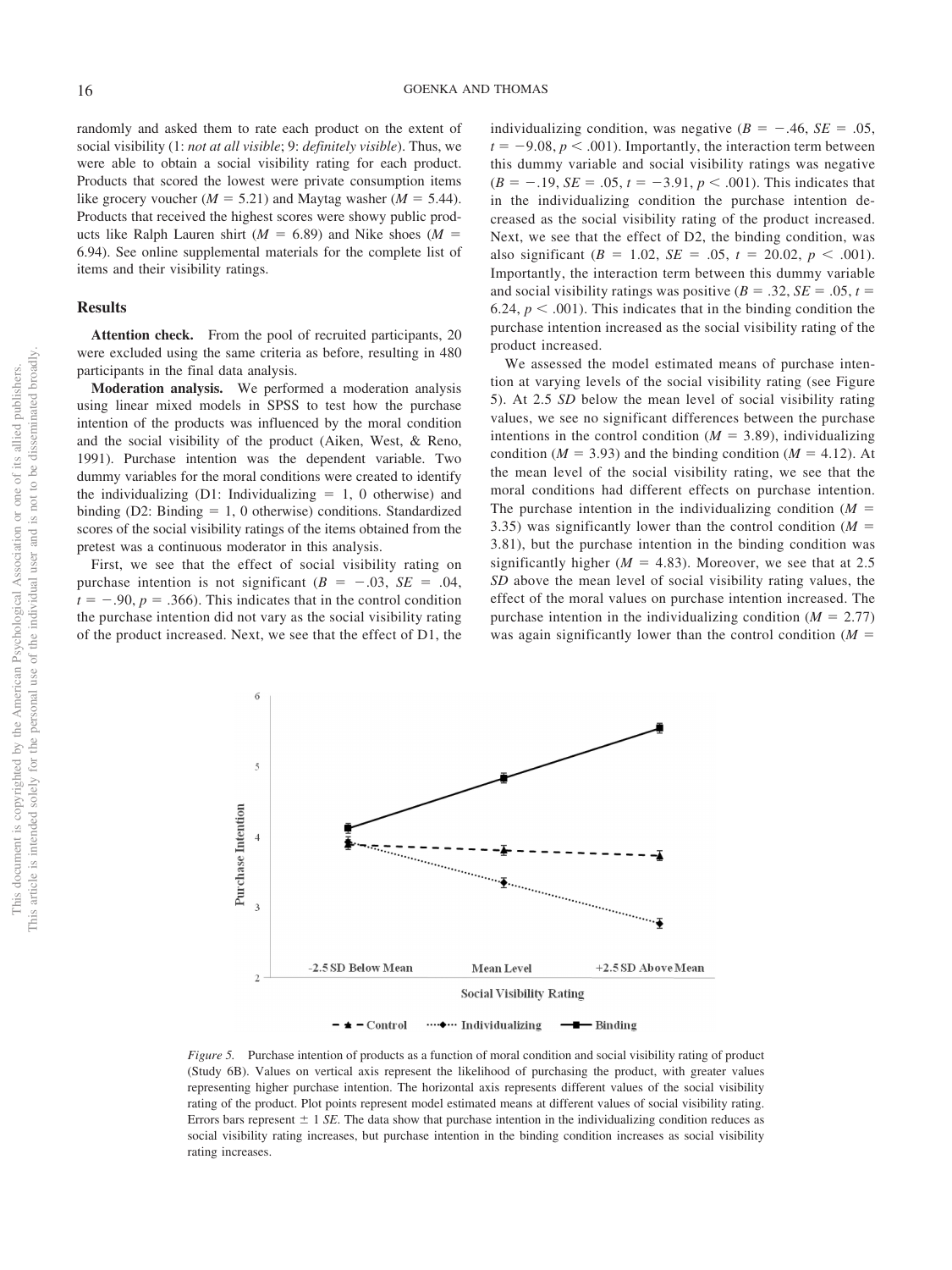randomly and asked them to rate each product on the extent of social visibility (1: *not at all visible*; 9: *definitely visible*). Thus, we were able to obtain a social visibility rating for each product. Products that scored the lowest were private consumption items like grocery voucher ($M = 5.21$) and Maytag washer ($M = 5.44$). Products that received the highest scores were showy public products like Ralph Lauren shirt ($M = 6.89$) and Nike shoes ($M = 6.94$). See online supplemental materials for the complete list of items and their visibility ratings.

## Results

**Attention check.** From the pool of recruited participants, 20 were excluded using the same criteria as before, resulting in 480 participants in the final data analysis.

**Moderation analysis.** We performed a moderation analysis using linear mixed models in SPSS to test how the purchase intention of the products was influenced by the moral condition and the social visibility of the product (Aiken, West, & Reno, 1991). Purchase intention was the dependent variable. Two dummy variables for the moral conditions were created to identify the individualizing (D1: Individualizing = 1, 0 otherwise) and binding (D2: Binding = 1, 0 otherwise) conditions. Standardized scores of the social visibility ratings of the items obtained from the pretest was a continuous moderator in this analysis.

First, we see that the effect of social visibility rating on purchase intention is not significant ($B = -.03$, $SE = .04$, $t = -.90$, $p = .366$). This indicates that in the control condition the purchase intention did not vary as the social visibility rating of the product increased. Next, we see that the effect of D1, the individualizing condition, was negative ($B = -.46$, $SE = .05$, $t = -9.08$, $p < .001$). Importantly, the interaction term between this dummy variable and social visibility ratings was negative ($B = -.19$, $SE = .05$, $t = -3.91$, $p < .001$). This indicates that in the individualizing condition the purchase intention decreased as the social visibility rating of the product increased. Next, we see that the effect of D2, the binding condition, was also significant ($B = 1.02$, $SE = .05$, $t = 20.02$, $p < .001$). Importantly, the interaction term between this dummy variable and social visibility ratings was positive ($B = .32$, $SE = .05$, $t = 6.24$, $p < .001$). This indicates that in the binding condition the purchase intention increased as the social visibility rating of the product increased.

We assessed the model estimated means of purchase intention at varying levels of the social visibility rating (see Figure 5). At 2.5 *SD* below the mean level of social visibility rating values, we see no significant differences between the purchase intentions in the control condition ($M = 3.89$), individualizing condition ($M = 3.93$) and the binding condition ($M = 4.12$). At the mean level of the social visibility rating, we see that the moral conditions had different effects on purchase intention. The purchase intention in the individualizing condition ($M = 3.35$) was significantly lower than the control condition ($M = 3.81$), but the purchase intention in the binding condition was significantly higher ($M = 4.83$). Moreover, we see that at 2.5 *SD* above the mean level of social visibility rating values, the effect of the moral values on purchase intention increased. The purchase intention in the individualizing condition ($M = 2.77$) was again significantly lower than the control condition ($M =$

*Figure 5.* Purchase intention of products as a function of moral condition and social visibility rating of product (Study 6B). Values on vertical axis represent the likelihood of purchasing the product, with greater values representing higher purchase intention. The horizontal axis represents different values of the social visibility rating of the product. Plot points represent model estimated means at different values of social visibility rating. Errors bars represent ± 1 *SE*. The data show that purchase intention in the individualizing condition reduces as social visibility rating increases, but purchase intention in the binding condition increases as social visibility rating increases.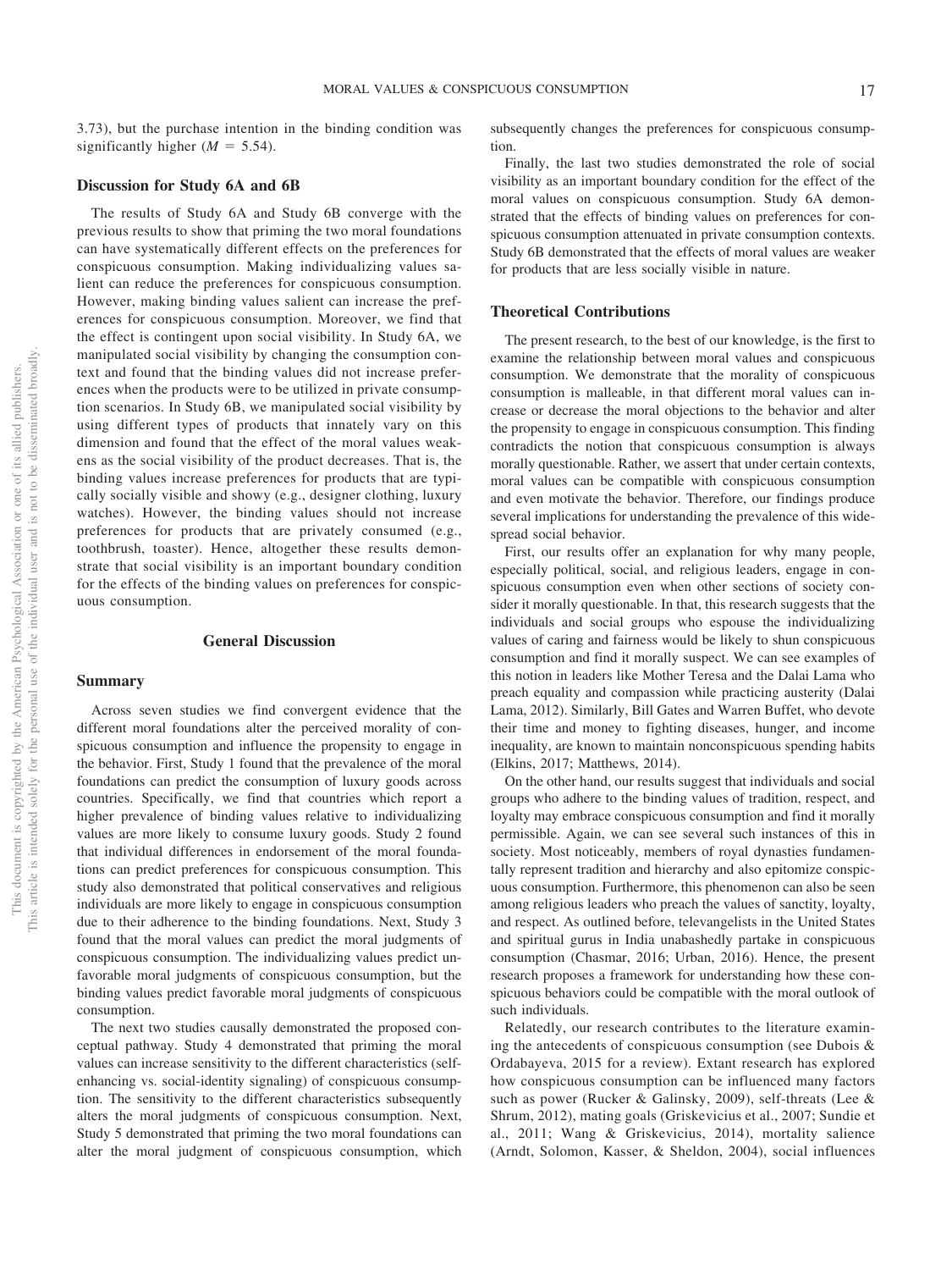3.73), but the purchase intention in the binding condition was significantly higher ($M = 5.54$).

### Discussion for Study 6A and 6B

The results of Study 6A and Study 6B converge with the previous results to show that priming the two moral foundations can have systematically different effects on the preferences for conspicuous consumption. Making individualizing values salient can reduce the preferences for conspicuous consumption. However, making binding values salient can increase the preferences for conspicuous consumption. Moreover, we find that the effect is contingent upon social visibility. In Study 6A, we manipulated social visibility by changing the consumption context and found that the binding values did not increase preferences when the products were to be utilized in private consumption scenarios. In Study 6B, we manipulated social visibility by using different types of products that innately vary on this dimension and found that the effect of the moral values weakens as the social visibility of the product decreases. That is, the binding values increase preferences for products that are typically socially visible and showy (e.g., designer clothing, luxury watches). However, the binding values should not increase preferences for products that are privately consumed (e.g., toothbrush, toaster). Hence, altogether these results demonstrate that social visibility is an important boundary condition for the effects of the binding values on preferences for conspicuous consumption.

## General Discussion

### Summary

Across seven studies we find convergent evidence that the different moral foundations alter the perceived morality of conspicuous consumption and influence the propensity to engage in the behavior. First, Study 1 found that the prevalence of the moral foundations can predict the consumption of luxury goods across countries. Specifically, we find that countries which report a higher prevalence of binding values relative to individualizing values are more likely to consume luxury goods. Study 2 found that individual differences in endorsement of the moral foundations can predict preferences for conspicuous consumption. This study also demonstrated that political conservatives and religious individuals are more likely to engage in conspicuous consumption due to their adherence to the binding foundations. Next, Study 3 found that the moral values can predict the moral judgments of conspicuous consumption. The individualizing values predict unfavorable moral judgments of conspicuous consumption, but the binding values predict favorable moral judgments of conspicuous consumption.

The next two studies causally demonstrated the proposed conceptual pathway. Study 4 demonstrated that priming the moral values can increase sensitivity to the different characteristics (self-enhancing vs. social-identity signaling) of conspicuous consumption. The sensitivity to the different characteristics subsequently alters the moral judgments of conspicuous consumption. Next, Study 5 demonstrated that priming the two moral foundations can alter the moral judgment of conspicuous consumption, which subsequently changes the preferences for conspicuous consumption.

Finally, the last two studies demonstrated the role of social visibility as an important boundary condition for the effect of the moral values on conspicuous consumption. Study 6A demonstrated that the effects of binding values on preferences for conspicuous consumption attenuated in private consumption contexts. Study 6B demonstrated that the effects of moral values are weaker for products that are less socially visible in nature.

### Theoretical Contributions

The present research, to the best of our knowledge, is the first to examine the relationship between moral values and conspicuous consumption. We demonstrate that the morality of conspicuous consumption is malleable, in that different moral values can increase or decrease the moral objections to the behavior and alter the propensity to engage in conspicuous consumption. This finding contradicts the notion that conspicuous consumption is always morally questionable. Rather, we assert that under certain contexts, moral values can be compatible with conspicuous consumption and even motivate the behavior. Therefore, our findings produce several implications for understanding the prevalence of this widespread social behavior.

First, our results offer an explanation for why many people, especially political, social, and religious leaders, engage in conspicuous consumption even when other sections of society consider it morally questionable. In that, this research suggests that the individuals and social groups who espouse the individualizing values of caring and fairness would be likely to shun conspicuous consumption and find it morally suspect. We can see examples of this notion in leaders like Mother Teresa and the Dalai Lama who preach equality and compassion while practicing austerity (Dalai Lama, 2012). Similarly, Bill Gates and Warren Buffet, who devote their time and money to fighting diseases, hunger, and income inequality, are known to maintain nonconspicuous spending habits (Elkins, 2017; Matthews, 2014).

On the other hand, our results suggest that individuals and social groups who adhere to the binding values of tradition, respect, and loyalty may embrace conspicuous consumption and find it morally permissible. Again, we can see several such instances of this in society. Most noticeably, members of royal dynasties fundamentally represent tradition and hierarchy and also epitomize conspicuous consumption. Furthermore, this phenomenon can also be seen among religious leaders who preach the values of sanctity, loyalty, and respect. As outlined before, televangelists in the United States and spiritual gurus in India unabashedly partake in conspicuous consumption (Chasmar, 2016; Urban, 2016). Hence, the present research proposes a framework for understanding how these conspicuous behaviors could be compatible with the moral outlook of such individuals.

Relatedly, our research contributes to the literature examining the antecedents of conspicuous consumption (see Dubois & Ordabayeva, 2015 for a review). Extant research has explored how conspicuous consumption can be influenced many factors such as power (Rucker & Galinsky, 2009), self-threats (Lee & Shrum, 2012), mating goals (Griskevicius et al., 2007; Sundie et al., 2011; Wang & Griskevicius, 2014), mortality salience (Arndt, Solomon, Kasser, & Sheldon, 2004), social influences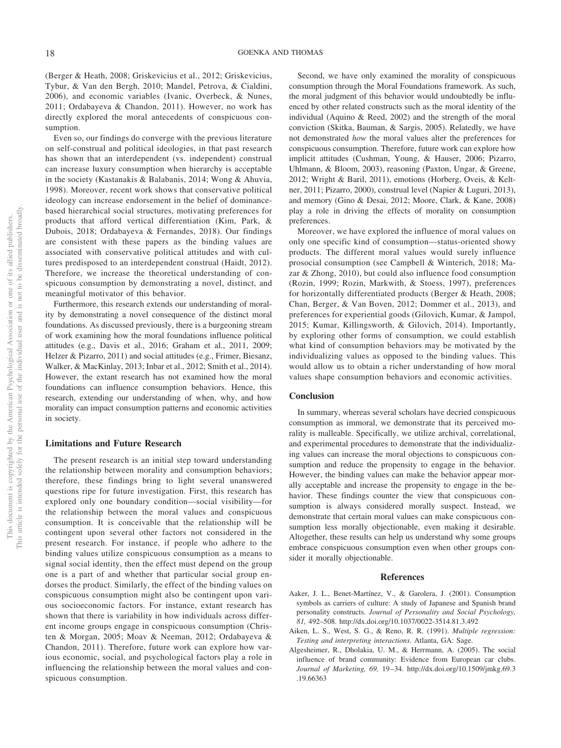(Berger & Heath, 2008; Griskevicius et al., 2012; Griskevicius, Tybur, & Van den Bergh, 2010; Mandel, Petrova, & Cialdini, 2006), and economic variables (Ivanic, Overbeck, & Nunes, 2011; Ordabayeva & Chandon, 2011). However, no work has directly explored the moral antecedents of conspicuous consumption.

Even so, our findings do converge with the previous literature on self-construal and political ideologies, in that past research has shown that an interdependent (vs. independent) construal can increase luxury consumption when hierarchy is acceptable in the society (Kastanakis & Balabanis, 2014; Wong & Ahuvia, 1998). Moreover, recent work shows that conservative political ideology can increase endorsement in the belief of dominance-based hierarchical social structures, motivating preferences for products that afford vertical differentiation (Kim, Park, & Dubois, 2018; Ordabayeva & Fernandes, 2018). Our findings are consistent with these papers as the binding values are associated with conservative political attitudes and with cultures predisposed to an interdependent construal (Haidt, 2012). Therefore, we increase the theoretical understanding of conspicuous consumption by demonstrating a novel, distinct, and meaningful motivator of this behavior.

Furthermore, this research extends our understanding of morality by demonstrating a novel consequence of the distinct moral foundations. As discussed previously, there is a burgeoning stream of work examining how the moral foundations influence political attitudes (e.g., Davis et al., 2016; Graham et al., 2011, 2009; Helzer & Pizarro, 2011) and social attitudes (e.g., Frimer, Biesanz, Walker, & MacKinlay, 2013; Inbar et al., 2012; Smith et al., 2014). However, the extant research has not examined how the moral foundations can influence consumption behaviors. Hence, this research, extending our understanding of when, why, and how morality can impact consumption patterns and economic activities in society.

## Limitations and Future Research

The present research is an initial step toward understanding the relationship between morality and consumption behaviors; therefore, these findings bring to light several unanswered questions ripe for future investigation. First, this research has explored only one boundary condition—social visibility—for the relationship between the moral values and conspicuous consumption. It is conceivable that the relationship will be contingent upon several other factors not considered in the present research. For instance, if people who adhere to the binding values utilize conspicuous consumption as a means to signal social identity, then the effect must depend on the group one is a part of and whether that particular social group endorses the product. Similarly, the effect of the binding values on conspicuous consumption might also be contingent upon various socioeconomic factors. For instance, extant research has shown that there is variability in how individuals across different income groups engage in conspicuous consumption (Christen & Morgan, 2005; Moav & Neeman, 2012; Ordabayeva & Chandon, 2011). Therefore, future work can explore how various economic, social, and psychological factors play a role in influencing the relationship between the moral values and conspicuous consumption.

Second, we have only examined the morality of conspicuous consumption through the Moral Foundations framework. As such, the moral judgment of this behavior would undoubtedly be influenced by other related constructs such as the moral identity of the individual (Aquino & Reed, 2002) and the strength of the moral conviction (Skitka, Bauman, & Sargis, 2005). Relatedly, we have not demonstrated *how* the moral values alter the preferences for conspicuous consumption. Therefore, future work can explore how implicit attitudes (Cushman, Young, & Hauser, 2006; Pizarro, Uhlmann, & Bloom, 2003), reasoning (Paxton, Ungar, & Greene, 2012; Wright & Baril, 2011), emotions (Horberg, Oveis, & Keltner, 2011; Pizarro, 2000), construal level (Napier & Luguri, 2013), and memory (Gino & Desai, 2012; Moore, Clark, & Kane, 2008) play a role in driving the effects of morality on consumption preferences.

Moreover, we have explored the influence of moral values on only one specific kind of consumption—status-oriented showy products. The different moral values would surely influence prosocial consumption (see Campbell & Winterich, 2018; Mazar & Zhong, 2010), but could also influence food consumption (Rozin, 1999; Rozin, Markwith, & Stoess, 1997), preferences for horizontally differentiated products (Berger & Heath, 2008; Chan, Berger, & Van Boven, 2012; Dommer et al., 2013), and preferences for experiential goods (Gilovich, Kumar, & Jampol, 2015; Kumar, Killingsworth, & Gilovich, 2014). Importantly, by exploring other forms of consumption, we could establish what kind of consumption behaviors may be motivated by the individualizing values as opposed to the binding values. This would allow us to obtain a richer understanding of how moral values shape consumption behaviors and economic activities.

## Conclusion

In summary, whereas several scholars have decried conspicuous consumption as immoral, we demonstrate that its perceived morality is malleable. Specifically, we utilize archival, correlational, and experimental procedures to demonstrate that the individualizing values can increase the moral objections to conspicuous consumption and reduce the propensity to engage in the behavior. However, the binding values can make the behavior appear morally acceptable and increase the propensity to engage in the behavior. These findings counter the view that conspicuous consumption is always considered morally suspect. Instead, we demonstrate that certain moral values can make conspicuous consumption less morally objectionable, even making it desirable. Altogether, these results can help us understand why some groups embrace conspicuous consumption even when other groups consider it morally objectionable.

## References

Aaker, J. L., Benet-Martínez, V., & Garolera, J. (2001). Consumption symbols as carriers of culture: A study of Japanese and Spanish brand personality constructs. *Journal of Personality and Social Psychology, 81,* 492–508. http://dx.doi.org/10.1037/0022-3514.81.3.492

Aiken, L. S., West, S. G., & Reno, R. R. (1991). *Multiple regression: Testing and interpreting interactions*. Atlanta, GA: Sage.

Algesheimer, R., Dholakia, U. M., & Herrmann, A. (2005). The social influence of brand community: Evidence from European car clubs. *Journal of Marketing, 69,* 19–34. http://dx.doi.org/10.1509/jmkg.69.3.19.66363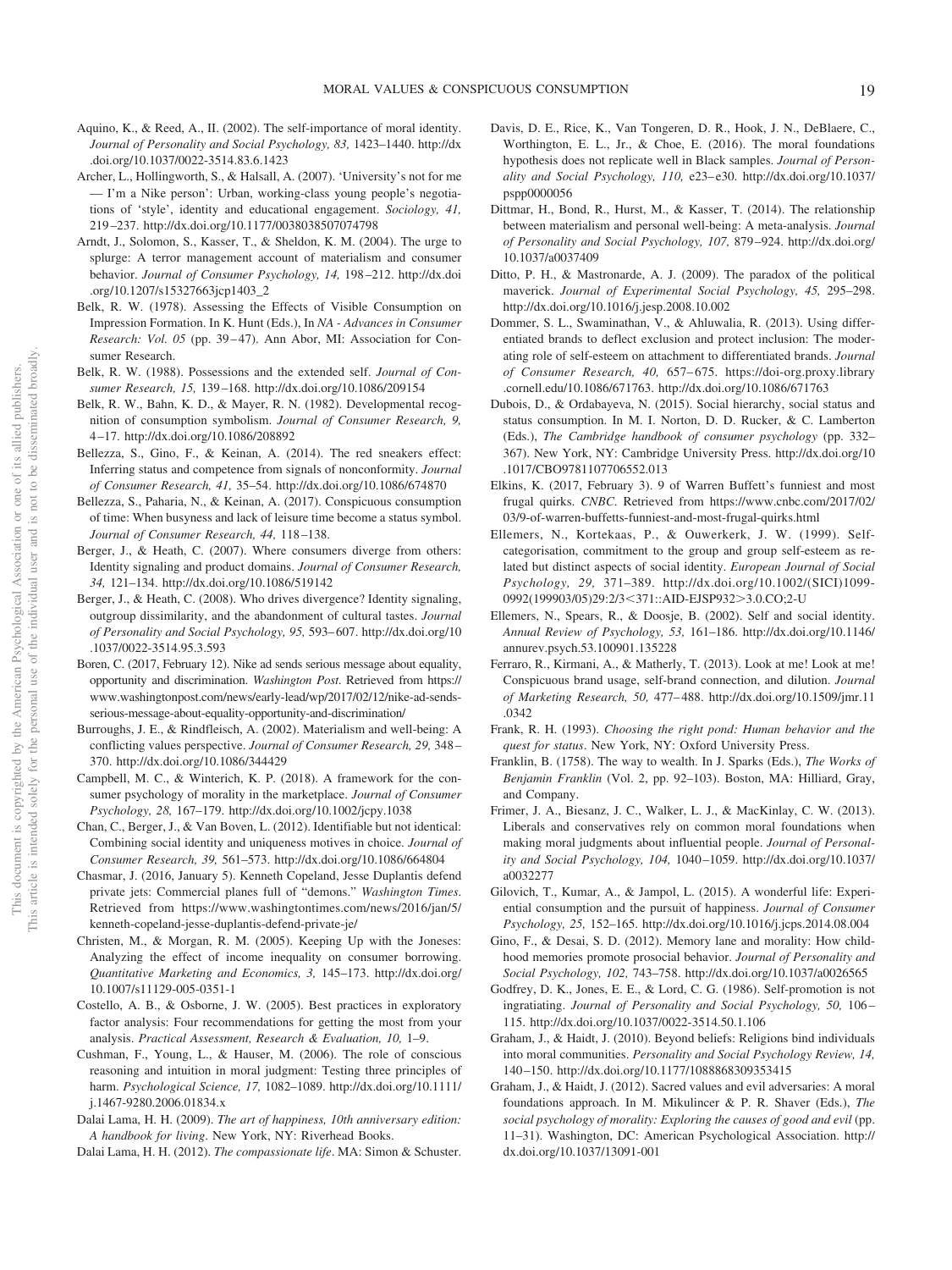Aquino, K., & Reed, A., II. (2002). The self-importance of moral identity. *Journal of Personality and Social Psychology, 83,* 1423–1440. http://dx.doi.org/10.1037/0022-3514.83.6.1423

Archer, L., Hollingworth, S., & Halsall, A. (2007). 'University's not for me — I'm a Nike person': Urban, working-class young people's negotiations of 'style', identity and educational engagement. *Sociology, 41,* 219–237. http://dx.doi.org/10.1177/0038038507074798

Arndt, J., Solomon, S., Kasser, T., & Sheldon, K. M. (2004). The urge to splurge: A terror management account of materialism and consumer behavior. *Journal of Consumer Psychology, 14,* 198–212. http://dx.doi.org/10.1207/s15327663jcp1403_2

Belk, R. W. (1978). Assessing the Effects of Visible Consumption on Impression Formation. In K. Hunt (Eds.), In *NA - Advances in Consumer Research: Vol. 05* (pp. 39–47). Ann Abor, MI: Association for Consumer Research.

Belk, R. W. (1988). Possessions and the extended self. *Journal of Consumer Research, 15,* 139–168. http://dx.doi.org/10.1086/209154

Belk, R. W., Bahn, K. D., & Mayer, R. N. (1982). Developmental recognition of consumption symbolism. *Journal of Consumer Research, 9,* 4–17. http://dx.doi.org/10.1086/208892

Bellezza, S., Gino, F., & Keinan, A. (2014). The red sneakers effect: Inferring status and competence from signals of nonconformity. *Journal of Consumer Research, 41,* 35–54. http://dx.doi.org/10.1086/674870

Bellezza, S., Paharia, N., & Keinan, A. (2017). Conspicuous consumption of time: When busyness and lack of leisure time become a status symbol. *Journal of Consumer Research, 44,* 118–138.

Berger, J., & Heath, C. (2007). Where consumers diverge from others: Identity signaling and product domains. *Journal of Consumer Research, 34,* 121–134. http://dx.doi.org/10.1086/519142

Berger, J., & Heath, C. (2008). Who drives divergence? Identity signaling, outgroup dissimilarity, and the abandonment of cultural tastes. *Journal of Personality and Social Psychology, 95,* 593–607. http://dx.doi.org/10.1037/0022-3514.95.3.593

Boren, C. (2017, February 12). Nike ad sends serious message about equality, opportunity and discrimination. *Washington Post*. Retrieved from https://www.washingtonpost.com/news/early-lead/wp/2017/02/12/nike-ad-sends-serious-message-about-equality-opportunity-and-discrimination/

Burroughs, J. E., & Rindfleisch, A. (2002). Materialism and well-being: A conflicting values perspective. *Journal of Consumer Research, 29,* 348–370. http://dx.doi.org/10.1086/344429

Campbell, M. C., & Winterich, K. P. (2018). A framework for the consumer psychology of morality in the marketplace. *Journal of Consumer Psychology, 28,* 167–179. http://dx.doi.org/10.1002/jcpy.1038

Chan, C., Berger, J., & Van Boven, L. (2012). Identifiable but not identical: Combining social identity and uniqueness motives in choice. *Journal of Consumer Research, 39,* 561–573. http://dx.doi.org/10.1086/664804

Chasmar, J. (2016, January 5). Kenneth Copeland, Jesse Duplantis defend private jets: Commercial planes full of "demons." *Washington Times*. Retrieved from https://www.washingtontimes.com/news/2016/jan/5/kenneth-copeland-jesse-duplantis-defend-private-je/

Christen, M., & Morgan, R. M. (2005). Keeping Up with the Joneses: Analyzing the effect of income inequality on consumer borrowing. *Quantitative Marketing and Economics, 3,* 145–173. http://dx.doi.org/10.1007/s11129-005-0351-1

Costello, A. B., & Osborne, J. W. (2005). Best practices in exploratory factor analysis: Four recommendations for getting the most from your analysis. *Practical Assessment, Research & Evaluation, 10,* 1–9.

Cushman, F., Young, L., & Hauser, M. (2006). The role of conscious reasoning and intuition in moral judgment: Testing three principles of harm. *Psychological Science, 17,* 1082–1089. http://dx.doi.org/10.1111/j.1467-9280.2006.01834.x

Dalai Lama, H. H. (2009). *The art of happiness, 10th anniversary edition: A handbook for living*. New York, NY: Riverhead Books.

Dalai Lama, H. H. (2012). *The compassionate life*. MA: Simon & Schuster.

Davis, D. E., Rice, K., Van Tongeren, D. R., Hook, J. N., DeBlaere, C., Worthington, E. L., Jr., & Choe, E. (2016). The moral foundations hypothesis does not replicate well in Black samples. *Journal of Personality and Social Psychology, 110,* e23–e30. http://dx.doi.org/10.1037/pspp0000056

Dittmar, H., Bond, R., Hurst, M., & Kasser, T. (2014). The relationship between materialism and personal well-being: A meta-analysis. *Journal of Personality and Social Psychology, 107,* 879–924. http://dx.doi.org/10.1037/a0037409

Ditto, P. H., & Mastronarde, A. J. (2009). The paradox of the political maverick. *Journal of Experimental Social Psychology, 45,* 295–298. http://dx.doi.org/10.1016/j.jesp.2008.10.002

Dommer, S. L., Swaminathan, V., & Ahluwalia, R. (2013). Using differentiated brands to deflect exclusion and protect inclusion: The moderating role of self-esteem on attachment to differentiated brands. *Journal of Consumer Research, 40,* 657–675. https://doi-org.proxy.library.cornell.edu/10.1086/671763. http://dx.doi.org/10.1086/671763

Dubois, D., & Ordabayeva, N. (2015). Social hierarchy, social status and status consumption. In M. I. Norton, D. D. Rucker, & C. Lamberton (Eds.), *The Cambridge handbook of consumer psychology* (pp. 332–367). New York, NY: Cambridge University Press. http://dx.doi.org/10.1017/CBO9781107706552.013

Elkins, K. (2017, February 3). 9 of Warren Buffett's funniest and most frugal quirks. *CNBC*. Retrieved from https://www.cnbc.com/2017/02/03/9-of-warren-buffetts-funniest-and-most-frugal-quirks.html

Ellemers, N., Kortekaas, P., & Ouwerkerk, J. W. (1999). Self-categorisation, commitment to the group and group self-esteem as related but distinct aspects of social identity. *European Journal of Social Psychology, 29,* 371–389. http://dx.doi.org/10.1002/(SICI)1099-0992(199903/05)29:2/3<371::AID-EJSP932>3.0.CO;2-U

Ellemers, N., Spears, R., & Doosje, B. (2002). Self and social identity. *Annual Review of Psychology, 53,* 161–186. http://dx.doi.org/10.1146/annurev.psych.53.100901.135228

Ferraro, R., Kirmani, A., & Matherly, T. (2013). Look at me! Look at me! Conspicuous brand usage, self-brand connection, and dilution. *Journal of Marketing Research, 50,* 477–488. http://dx.doi.org/10.1509/jmr.11.0342

Frank, R. H. (1993). *Choosing the right pond: Human behavior and the quest for status*. New York, NY: Oxford University Press.

Franklin, B. (1758). The way to wealth. In J. Sparks (Eds.), *The Works of Benjamin Franklin* (Vol. 2, pp. 92–103). Boston, MA: Hilliard, Gray, and Company.

Frimer, J. A., Biesanz, J. C., Walker, L. J., & MacKinlay, C. W. (2013). Liberals and conservatives rely on common moral foundations when making moral judgments about influential people. *Journal of Personality and Social Psychology, 104,* 1040–1059. http://dx.doi.org/10.1037/a0032277

Gilovich, T., Kumar, A., & Jampol, L. (2015). A wonderful life: Experiential consumption and the pursuit of happiness. *Journal of Consumer Psychology, 25,* 152–165. http://dx.doi.org/10.1016/j.jcps.2014.08.004

Gino, F., & Desai, S. D. (2012). Memory lane and morality: How childhood memories promote prosocial behavior. *Journal of Personality and Social Psychology, 102,* 743–758. http://dx.doi.org/10.1037/a0026565

Godfrey, D. K., Jones, E. E., & Lord, C. G. (1986). Self-promotion is not ingratiating. *Journal of Personality and Social Psychology, 50,* 106–115. http://dx.doi.org/10.1037/0022-3514.50.1.106

Graham, J., & Haidt, J. (2010). Beyond beliefs: Religions bind individuals into moral communities. *Personality and Social Psychology Review, 14,* 140–150. http://dx.doi.org/10.1177/1088868309353415

Graham, J., & Haidt, J. (2012). Sacred values and evil adversaries: A moral foundations approach. In M. Mikulincer & P. R. Shaver (Eds.), *The social psychology of morality: Exploring the causes of good and evil* (pp. 11–31). Washington, DC: American Psychological Association. http://dx.doi.org/10.1037/13091-001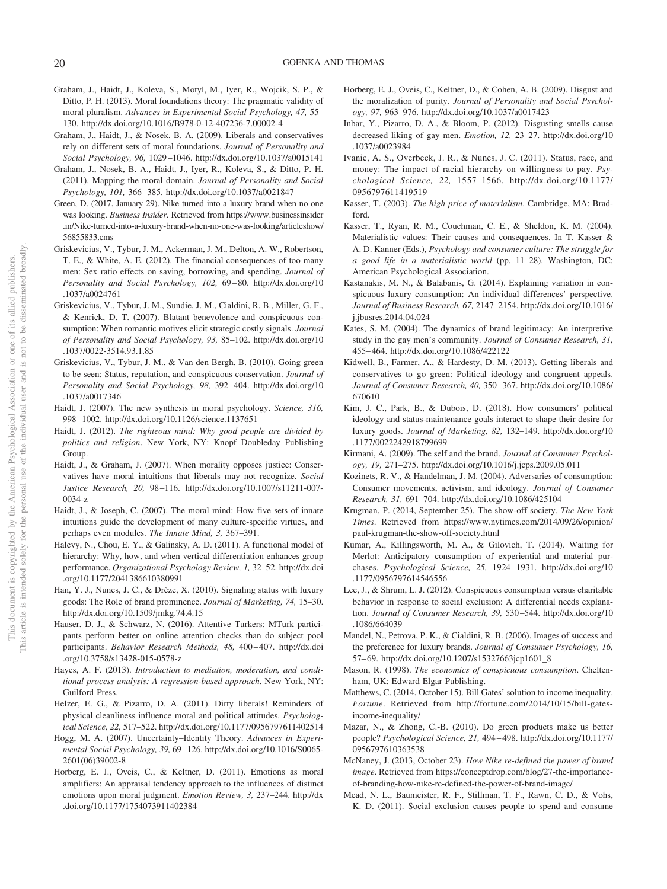Graham, J., Haidt, J., Koleva, S., Motyl, M., Iyer, R., Wojcik, S. P., & Ditto, P. H. (2013). Moral foundations theory: The pragmatic validity of moral pluralism. *Advances in Experimental Social Psychology, 47,* 55–130. http://dx.doi.org/10.1016/B978-0-12-407236-7.00002-4

Graham, J., Haidt, J., & Nosek, B. A. (2009). Liberals and conservatives rely on different sets of moral foundations. *Journal of Personality and Social Psychology, 96,* 1029–1046. http://dx.doi.org/10.1037/a0015141

Graham, J., Nosek, B. A., Haidt, J., Iyer, R., Koleva, S., & Ditto, P. H. (2011). Mapping the moral domain. *Journal of Personality and Social Psychology, 101,* 366–385. http://dx.doi.org/10.1037/a0021847

Green, D. (2017, January 29). Nike turned into a luxury brand when no one was looking. *Business Insider*. Retrieved from https://www.businessinsider.in/Nike-turned-into-a-luxury-brand-when-no-one-was-looking/articleshow/56855833.cms

Griskevicius, V., Tybur, J. M., Ackerman, J. M., Delton, A. W., Robertson, T. E., & White, A. E. (2012). The financial consequences of too many men: Sex ratio effects on saving, borrowing, and spending. *Journal of Personality and Social Psychology, 102,* 69–80. http://dx.doi.org/10.1037/a0024761

Griskevicius, V., Tybur, J. M., Sundie, J. M., Cialdini, R. B., Miller, G. F., & Kenrick, D. T. (2007). Blatant benevolence and conspicuous consumption: When romantic motives elicit strategic costly signals. *Journal of Personality and Social Psychology, 93,* 85–102. http://dx.doi.org/10.1037/0022-3514.93.1.85

Griskevicius, V., Tybur, J. M., & Van den Bergh, B. (2010). Going green to be seen: Status, reputation, and conspicuous conservation. *Journal of Personality and Social Psychology, 98,* 392–404. http://dx.doi.org/10.1037/a0017346

Haidt, J. (2007). The new synthesis in moral psychology. *Science, 316,* 998–1002. http://dx.doi.org/10.1126/science.1137651

Haidt, J. (2012). *The righteous mind: Why good people are divided by politics and religion*. New York, NY: Knopf Doubleday Publishing Group.

Haidt, J., & Graham, J. (2007). When morality opposes justice: Conservatives have moral intuitions that liberals may not recognize. *Social Justice Research, 20,* 98–116. http://dx.doi.org/10.1007/s11211-007-0034-z

Haidt, J., & Joseph, C. (2007). The moral mind: How five sets of innate intuitions guide the development of many culture-specific virtues, and perhaps even modules. *The Innate Mind, 3,* 367–391.

Halevy, N., Chou, E. Y., & Galinsky, A. D. (2011). A functional model of hierarchy: Why, how, and when vertical differentiation enhances group performance. *Organizational Psychology Review, 1,* 32–52. http://dx.doi.org/10.1177/2041386610380991

Han, Y. J., Nunes, J. C., & Drèze, X. (2010). Signaling status with luxury goods: The Role of brand prominence. *Journal of Marketing, 74,* 15–30. http://dx.doi.org/10.1509/jmkg.74.4.15

Hauser, D. J., & Schwarz, N. (2016). Attentive Turkers: MTurk participants perform better on online attention checks than do subject pool participants. *Behavior Research Methods, 48,* 400–407. http://dx.doi.org/10.3758/s13428-015-0578-z

Hayes, A. F. (2013). *Introduction to mediation, moderation, and conditional process analysis: A regression-based approach*. New York, NY: Guilford Press.

Helzer, E. G., & Pizarro, D. A. (2011). Dirty liberals! Reminders of physical cleanliness influence moral and political attitudes. *Psychological Science, 22,* 517–522. http://dx.doi.org/10.1177/0956797611402514

Hogg, M. A. (2007). Uncertainty–Identity Theory. *Advances in Experimental Social Psychology, 39,* 69–126. http://dx.doi.org/10.1016/S0065-2601(06)39002-8

Horberg, E. J., Oveis, C., & Keltner, D. (2011). Emotions as moral amplifiers: An appraisal tendency approach to the influences of distinct emotions upon moral judgment. *Emotion Review, 3,* 237–244. http://dx.doi.org/10.1177/1754073911402384

Horberg, E. J., Oveis, C., Keltner, D., & Cohen, A. B. (2009). Disgust and the moralization of purity. *Journal of Personality and Social Psychology, 97,* 963–976. http://dx.doi.org/10.1037/a0017423

Inbar, Y., Pizarro, D. A., & Bloom, P. (2012). Disgusting smells cause decreased liking of gay men. *Emotion, 12,* 23–27. http://dx.doi.org/10.1037/a0023984

Ivanic, A. S., Overbeck, J. R., & Nunes, J. C. (2011). Status, race, and money: The impact of racial hierarchy on willingness to pay. *Psychological Science, 22,* 1557–1566. http://dx.doi.org/10.1177/0956797611419519

Kasser, T. (2003). *The high price of materialism*. Cambridge, MA: Bradford.

Kasser, T., Ryan, R. M., Couchman, C. E., & Sheldon, K. M. (2004). Materialistic values: Their causes and consequences. In T. Kasser & A. D. Kanner (Eds.), *Psychology and consumer culture: The struggle for a good life in a materialistic world* (pp. 11–28). Washington, DC: American Psychological Association.

Kastanakis, M. N., & Balabanis, G. (2014). Explaining variation in conspicuous luxury consumption: An individual differences' perspective. *Journal of Business Research, 67,* 2147–2154. http://dx.doi.org/10.1016/j.jbusres.2014.04.024

Kates, S. M. (2004). The dynamics of brand legitimacy: An interpretive study in the gay men's community. *Journal of Consumer Research, 31,* 455–464. http://dx.doi.org/10.1086/422122

Kidwell, B., Farmer, A., & Hardesty, D. M. (2013). Getting liberals and conservatives to go green: Political ideology and congruent appeals. *Journal of Consumer Research, 40,* 350–367. http://dx.doi.org/10.1086/670610

Kim, J. C., Park, B., & Dubois, D. (2018). How consumers' political ideology and status-maintenance goals interact to shape their desire for luxury goods. *Journal of Marketing, 82,* 132–149. http://dx.doi.org/10.1177/0022242918799699

Kirmani, A. (2009). The self and the brand. *Journal of Consumer Psychology, 19,* 271–275. http://dx.doi.org/10.1016/j.jcps.2009.05.011

Kozinets, R. V., & Handelman, J. M. (2004). Adversaries of consumption: Consumer movements, activism, and ideology. *Journal of Consumer Research, 31,* 691–704. http://dx.doi.org/10.1086/425104

Krugman, P. (2014, September 25). The show-off society. *The New York Times*. Retrieved from https://www.nytimes.com/2014/09/26/opinion/paul-krugman-the-show-off-society.html

Kumar, A., Killingsworth, M. A., & Gilovich, T. (2014). Waiting for Merlot: Anticipatory consumption of experiential and material purchases. *Psychological Science, 25,* 1924–1931. http://dx.doi.org/10.1177/0956797614546556

Lee, J., & Shrum, L. J. (2012). Conspicuous consumption versus charitable behavior in response to social exclusion: A differential needs explanation. *Journal of Consumer Research, 39,* 530–544. http://dx.doi.org/10.1086/664039

Mandel, N., Petrova, P. K., & Cialdini, R. B. (2006). Images of success and the preference for luxury brands. *Journal of Consumer Psychology, 16,* 57–69. http://dx.doi.org/10.1207/s15327663jcp1601_8

Mason, R. (1998). *The economics of conspicuous consumption*. Cheltenham, UK: Edward Elgar Publishing.

Matthews, C. (2014, October 15). Bill Gates' solution to income inequality. *Fortune*. Retrieved from http://fortune.com/2014/10/15/bill-gates-income-inequality/

Mazar, N., & Zhong, C.-B. (2010). Do green products make us better people? *Psychological Science, 21,* 494–498. http://dx.doi.org/10.1177/0956797610363538

McNaney, J. (2013, October 23). *How Nike re-defined the power of brand image*. Retrieved from https://conceptdrop.com/blog/27-the-importance-of-branding-how-nike-re-defined-the-power-of-brand-image/

Mead, N. L., Baumeister, R. F., Stillman, T. F., Rawn, C. D., & Vohs, K. D. (2011). Social exclusion causes people to spend and consume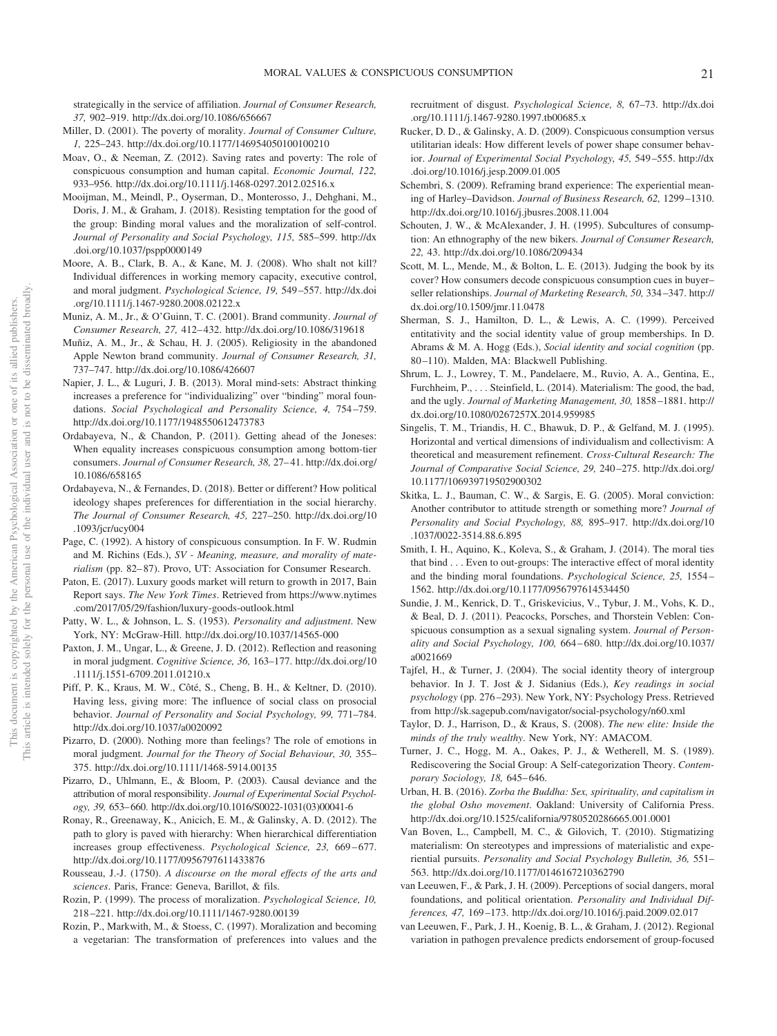strategically in the service of affiliation. *Journal of Consumer Research, 37,* 902–919. http://dx.doi.org/10.1086/656667

Miller, D. (2001). The poverty of morality. *Journal of Consumer Culture, 1,* 225–243. http://dx.doi.org/10.1177/146954050100100210

Moav, O., & Neeman, Z. (2012). Saving rates and poverty: The role of conspicuous consumption and human capital. *Economic Journal, 122,* 933–956. http://dx.doi.org/10.1111/j.1468-0297.2012.02516.x

Mooijman, M., Meindl, P., Oyserman, D., Monterosso, J., Dehghani, M., Doris, J. M., & Graham, J. (2018). Resisting temptation for the good of the group: Binding moral values and the moralization of self-control. *Journal of Personality and Social Psychology, 115,* 585–599. http://dx.doi.org/10.1037/pspp0000149

Moore, A. B., Clark, B. A., & Kane, M. J. (2008). Who shalt not kill? Individual differences in working memory capacity, executive control, and moral judgment. *Psychological Science, 19,* 549–557. http://dx.doi.org/10.1111/j.1467-9280.2008.02122.x

Muniz, A. M., Jr., & O'Guinn, T. C. (2001). Brand community. *Journal of Consumer Research, 27,* 412–432. http://dx.doi.org/10.1086/319618

Muñiz, A. M., Jr., & Schau, H. J. (2005). Religiosity in the abandoned Apple Newton brand community. *Journal of Consumer Research, 31,* 737–747. http://dx.doi.org/10.1086/426607

Napier, J. L., & Luguri, J. B. (2013). Moral mind-sets: Abstract thinking increases a preference for "individualizing" over "binding" moral foundations. *Social Psychological and Personality Science, 4,* 754–759. http://dx.doi.org/10.1177/1948550612473783

Ordabayeva, N., & Chandon, P. (2011). Getting ahead of the Joneses: When equality increases conspicuous consumption among bottom-tier consumers. *Journal of Consumer Research, 38,* 27–41. http://dx.doi.org/10.1086/658165

Ordabayeva, N., & Fernandes, D. (2018). Better or different? How political ideology shapes preferences for differentiation in the social hierarchy. *The Journal of Consumer Research, 45,* 227–250. http://dx.doi.org/10.1093/jcr/ucy004

Page, C. (1992). A history of conspicuous consumption. In F. W. Rudmin and M. Richins (Eds.), *SV - Meaning, measure, and morality of materialism* (pp. 82–87). Provo, UT: Association for Consumer Research.

Paton, E. (2017). Luxury goods market will return to growth in 2017, Bain Report says. *The New York Times*. Retrieved from https://www.nytimes.com/2017/05/29/fashion/luxury-goods-outlook.html

Patty, W. L., & Johnson, L. S. (1953). *Personality and adjustment*. New York, NY: McGraw-Hill. http://dx.doi.org/10.1037/14565-000

Paxton, J. M., Ungar, L., & Greene, J. D. (2012). Reflection and reasoning in moral judgment. *Cognitive Science, 36,* 163–177. http://dx.doi.org/10.1111/j.1551-6709.2011.01210.x

Piff, P. K., Kraus, M. W., Côté, S., Cheng, B. H., & Keltner, D. (2010). Having less, giving more: The influence of social class on prosocial behavior. *Journal of Personality and Social Psychology, 99,* 771–784. http://dx.doi.org/10.1037/a0020092

Pizarro, D. (2000). Nothing more than feelings? The role of emotions in moral judgment. *Journal for the Theory of Social Behaviour, 30,* 355–375. http://dx.doi.org/10.1111/1468-5914.00135

Pizarro, D., Uhlmann, E., & Bloom, P. (2003). Causal deviance and the attribution of moral responsibility. *Journal of Experimental Social Psychology, 39,* 653–660. http://dx.doi.org/10.1016/S0022-1031(03)00041-6

Ronay, R., Greenaway, K., Anicich, E. M., & Galinsky, A. D. (2012). The path to glory is paved with hierarchy: When hierarchical differentiation increases group effectiveness. *Psychological Science, 23,* 669–677. http://dx.doi.org/10.1177/0956797611433876

Rousseau, J.-J. (1750). *A discourse on the moral effects of the arts and sciences*. Paris, France: Geneva, Barillot, & fils.

Rozin, P. (1999). The process of moralization. *Psychological Science, 10,* 218–221. http://dx.doi.org/10.1111/1467-9280.00139

Rozin, P., Markwith, M., & Stoess, C. (1997). Moralization and becoming a vegetarian: The transformation of preferences into values and the recruitment of disgust. *Psychological Science, 8,* 67–73. http://dx.doi.org/10.1111/j.1467-9280.1997.tb00685.x

Rucker, D. D., & Galinsky, A. D. (2009). Conspicuous consumption versus utilitarian ideals: How different levels of power shape consumer behavior. *Journal of Experimental Social Psychology, 45,* 549–555. http://dx.doi.org/10.1016/j.jesp.2009.01.005

Schembri, S. (2009). Reframing brand experience: The experiential meaning of Harley–Davidson. *Journal of Business Research, 62,* 1299–1310. http://dx.doi.org/10.1016/j.jbusres.2008.11.004

Schouten, J. W., & McAlexander, J. H. (1995). Subcultures of consumption: An ethnography of the new bikers. *Journal of Consumer Research, 22,* 43. http://dx.doi.org/10.1086/209434

Scott, M. L., Mende, M., & Bolton, L. E. (2013). Judging the book by its cover? How consumers decode conspicuous consumption cues in buyer–seller relationships. *Journal of Marketing Research, 50,* 334–347. http://dx.doi.org/10.1509/jmr.11.0478

Sherman, S. J., Hamilton, D. L., & Lewis, A. C. (1999). Perceived entitativity and the social identity value of group memberships. In D. Abrams & M. A. Hogg (Eds.), *Social identity and social cognition* (pp. 80–110). Malden, MA: Blackwell Publishing.

Shrum, L. J., Lowrey, T. M., Pandelaere, M., Ruvio, A. A., Gentina, E., Furchheim, P., . . . Steinfield, L. (2014). Materialism: The good, the bad, and the ugly. *Journal of Marketing Management, 30,* 1858–1881. http://dx.doi.org/10.1080/0267257X.2014.959985

Singelis, T. M., Triandis, H. C., Bhawuk, D. P., & Gelfand, M. J. (1995). Horizontal and vertical dimensions of individualism and collectivism: A theoretical and measurement refinement. *Cross-Cultural Research: The Journal of Comparative Social Science, 29,* 240–275. http://dx.doi.org/10.1177/106939719502900302

Skitka, L. J., Bauman, C. W., & Sargis, E. G. (2005). Moral conviction: Another contributor to attitude strength or something more? *Journal of Personality and Social Psychology, 88,* 895–917. http://dx.doi.org/10.1037/0022-3514.88.6.895

Smith, I. H., Aquino, K., Koleva, S., & Graham, J. (2014). The moral ties that bind . . . Even to out-groups: The interactive effect of moral identity and the binding moral foundations. *Psychological Science, 25,* 1554–1562. http://dx.doi.org/10.1177/0956797614534450

Sundie, J. M., Kenrick, D. T., Griskevicius, V., Tybur, J. M., Vohs, K. D., & Beal, D. J. (2011). Peacocks, Porsches, and Thorstein Veblen: Conspicuous consumption as a sexual signaling system. *Journal of Personality and Social Psychology, 100,* 664–680. http://dx.doi.org/10.1037/a0021669

Tajfel, H., & Turner, J. (2004). The social identity theory of intergroup behavior. In J. T. Jost & J. Sidanius (Eds.), *Key readings in social psychology* (pp. 276–293). New York, NY: Psychology Press. Retrieved from http://sk.sagepub.com/navigator/social-psychology/n60.xml

Taylor, D. J., Harrison, D., & Kraus, S. (2008). *The new elite: Inside the minds of the truly wealthy*. New York, NY: AMACOM.

Turner, J. C., Hogg, M. A., Oakes, P. J., & Wetherell, M. S. (1989). Rediscovering the Social Group: A Self-categorization Theory. *Contemporary Sociology, 18,* 645–646.

Urban, H. B. (2016). *Zorba the Buddha: Sex, spirituality, and capitalism in the global Osho movement*. Oakland: University of California Press. http://dx.doi.org/10.1525/california/9780520286665.001.0001

Van Boven, L., Campbell, M. C., & Gilovich, T. (2010). Stigmatizing materialism: On stereotypes and impressions of materialistic and experiential pursuits. *Personality and Social Psychology Bulletin, 36,* 551–563. http://dx.doi.org/10.1177/0146167210362790

van Leeuwen, F., & Park, J. H. (2009). Perceptions of social dangers, moral foundations, and political orientation. *Personality and Individual Differences, 47,* 169–173. http://dx.doi.org/10.1016/j.paid.2009.02.017

van Leeuwen, F., Park, J. H., Koenig, B. L., & Graham, J. (2012). Regional variation in pathogen prevalence predicts endorsement of group-focused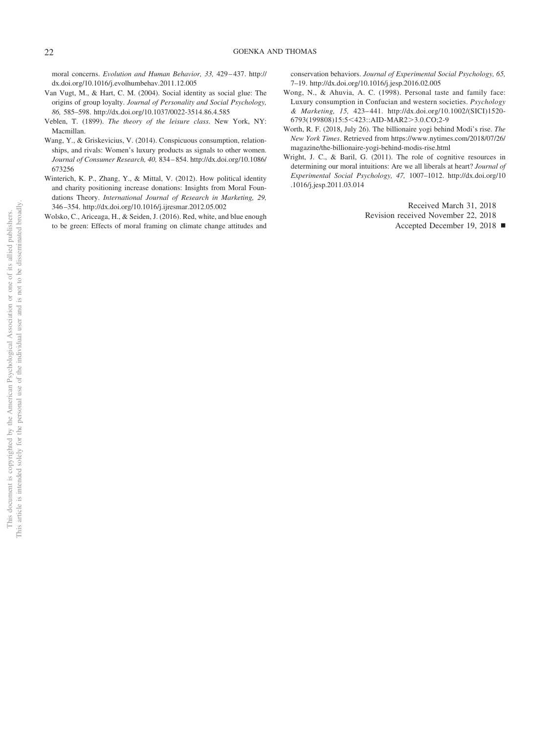moral concerns. *Evolution and Human Behavior, 33,* 429–437. http://dx.doi.org/10.1016/j.evolhumbehav.2011.12.005

Van Vugt, M., & Hart, C. M. (2004). Social identity as social glue: The origins of group loyalty. *Journal of Personality and Social Psychology, 86,* 585–598. http://dx.doi.org/10.1037/0022-3514.86.4.585

Veblen, T. (1899). *The theory of the leisure class*. New York, NY: Macmillan.

Wang, Y., & Griskevicius, V. (2014). Conspicuous consumption, relationships, and rivals: Women's luxury products as signals to other women. *Journal of Consumer Research, 40,* 834–854. http://dx.doi.org/10.1086/673256

Winterich, K. P., Zhang, Y., & Mittal, V. (2012). How political identity and charity positioning increase donations: Insights from Moral Foundations Theory. *International Journal of Research in Marketing, 29,* 346–354. http://dx.doi.org/10.1016/j.ijresmar.2012.05.002

Wolsko, C., Ariceaga, H., & Seiden, J. (2016). Red, white, and blue enough to be green: Effects of moral framing on climate change attitudes and conservation behaviors. *Journal of Experimental Social Psychology, 65,* 7–19. http://dx.doi.org/10.1016/j.jesp.2016.02.005

Wong, N., & Ahuvia, A. C. (1998). Personal taste and family face: Luxury consumption in Confucian and western societies. *Psychology & Marketing, 15,* 423–441. http://dx.doi.org/10.1002/(SICI)1520-6793(199808)15:5<423::AID-MAR2>3.0.CO;2-9

Worth, R. F. (2018, July 26). The billionaire yogi behind Modi's rise. *The New York Times*. Retrieved from https://www.nytimes.com/2018/07/26/magazine/the-billionaire-yogi-behind-modis-rise.html

Wright, J. C., & Baril, G. (2011). The role of cognitive resources in determining our moral intuitions: Are we all liberals at heart? *Journal of Experimental Social Psychology, 47,* 1007–1012. http://dx.doi.org/10.1016/j.jesp.2011.03.014

Received March 31, 2018
Revision received November 22, 2018
Accepted December 19, 2018 ■